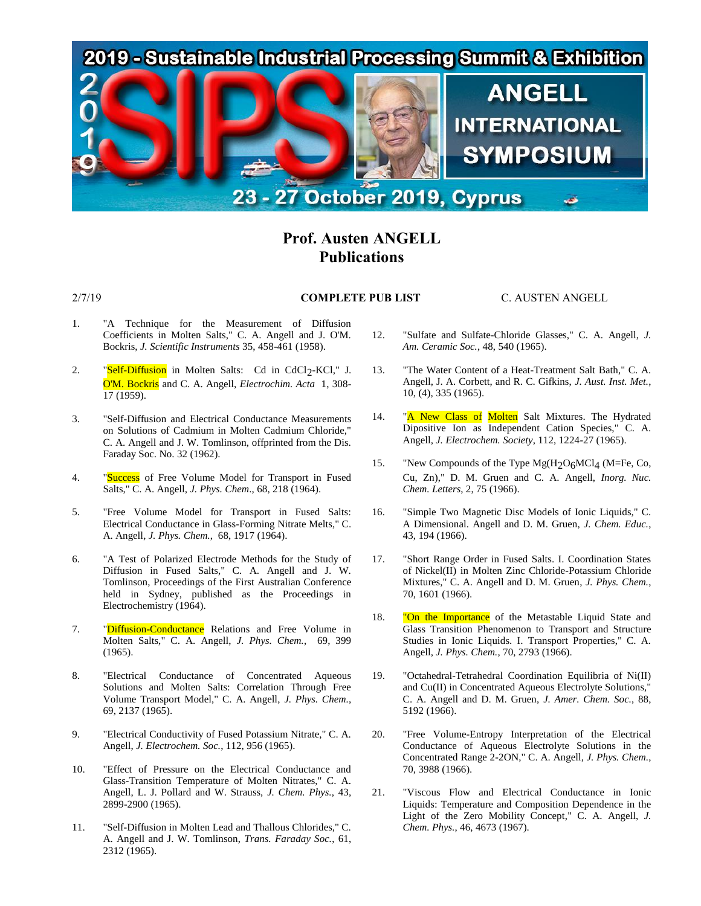2019 - Sustainable Industrial Processing Summit & Exhibition

SIPS 2019

ANGELL INTERNATIONAL SYMPOSIUM

23 - 27 October 2019, Cyprus

# Prof. Austen ANGELL
# Publications

2/7/19 **COMPLETE PUB LIST** C. AUSTEN ANGELL

1. "A Technique for the Measurement of Diffusion Coefficients in Molten Salts," C. A. Angell and J. O'M. Bockris, *J. Scientific Instruments* 35, 458-461 (1958).

2. "Self-Diffusion in Molten Salts: Cd in $CdCl_2$-KCl," J. O'M. Bockris and C. A. Angell, *Electrochim. Acta* 1, 308-17 (1959).

3. "Self-Diffusion and Electrical Conductance Measurements on Solutions of Cadmium in Molten Cadmium Chloride," C. A. Angell and J. W. Tomlinson, offprinted from the Dis. Faraday Soc. No. 32 (1962).

4. "Success of Free Volume Model for Transport in Fused Salts," C. A. Angell, *J. Phys. Chem*., 68, 218 (1964).

5. "Free Volume Model for Transport in Fused Salts: Electrical Conductance in Glass-Forming Nitrate Melts," C. A. Angell, *J. Phys. Chem.*, 68, 1917 (1964).

6. "A Test of Polarized Electrode Methods for the Study of Diffusion in Fused Salts," C. A. Angell and J. W. Tomlinson, Proceedings of the First Australian Conference held in Sydney, published as the Proceedings in Electrochemistry (1964).

7. "Diffusion-Conductance Relations and Free Volume in Molten Salts," C. A. Angell, *J. Phys. Chem.*, 69, 399 (1965).

8. "Electrical Conductance of Concentrated Aqueous Solutions and Molten Salts: Correlation Through Free Volume Transport Model," C. A. Angell, *J. Phys. Chem.*, 69, 2137 (1965).

9. "Electrical Conductivity of Fused Potassium Nitrate," C. A. Angell, *J. Electrochem. Soc.*, 112, 956 (1965).

10. "Effect of Pressure on the Electrical Conductance and Glass-Transition Temperature of Molten Nitrates," C. A. Angell, L. J. Pollard and W. Strauss, *J. Chem. Phys.*, 43, 2899-2900 (1965).

11. "Self-Diffusion in Molten Lead and Thallous Chlorides," C. A. Angell and J. W. Tomlinson, *Trans. Faraday Soc.*, 61, 2312 (1965).

12. "Sulfate and Sulfate-Chloride Glasses," C. A. Angell, *J. Am. Ceramic Soc.*, 48, 540 (1965).

13. "The Water Content of a Heat-Treatment Salt Bath," C. A. Angell, J. A. Corbett, and R. C. Gifkins, *J. Aust. Inst. Met.*, 10, (4), 335 (1965).

14. "A New Class of Molten Salt Mixtures. The Hydrated Dipositive Ion as Independent Cation Species," C. A. Angell, *J. Electrochem. Society*, 112, 1224-27 (1965).

15. "New Compounds of the Type $Mg(H_2O_6MCl_4$ (M=Fe, Co, Cu, Zn)," D. M. Gruen and C. A. Angell, *Inorg. Nuc. Chem. Letters*, 2, 75 (1966).

16. "Simple Two Magnetic Disc Models of Ionic Liquids," C. A Dimensional. Angell and D. M. Gruen, *J. Chem. Educ.*, 43, 194 (1966).

17. "Short Range Order in Fused Salts. I. Coordination States of Nickel(II) in Molten Zinc Chloride-Potassium Chloride Mixtures," C. A. Angell and D. M. Gruen, *J. Phys. Chem.*, 70, 1601 (1966).

18. "On the Importance of the Metastable Liquid State and Glass Transition Phenomenon to Transport and Structure Studies in Ionic Liquids. I. Transport Properties," C. A. Angell, *J. Phys. Chem.*, 70, 2793 (1966).

19. "Octahedral-Tetrahedral Coordination Equilibria of Ni(II) and Cu(II) in Concentrated Aqueous Electrolyte Solutions," C. A. Angell and D. M. Gruen, *J. Amer. Chem. Soc.*, 88, 5192 (1966).

20. "Free Volume-Entropy Interpretation of the Electrical Conductance of Aqueous Electrolyte Solutions in the Concentrated Range 2-2ON," C. A. Angell, *J. Phys. Chem.*, 70, 3988 (1966).

21. "Viscous Flow and Electrical Conductance in Ionic Liquids: Temperature and Composition Dependence in the Light of the Zero Mobility Concept," C. A. Angell, *J. Chem. Phys.*, 46, 4673 (1967).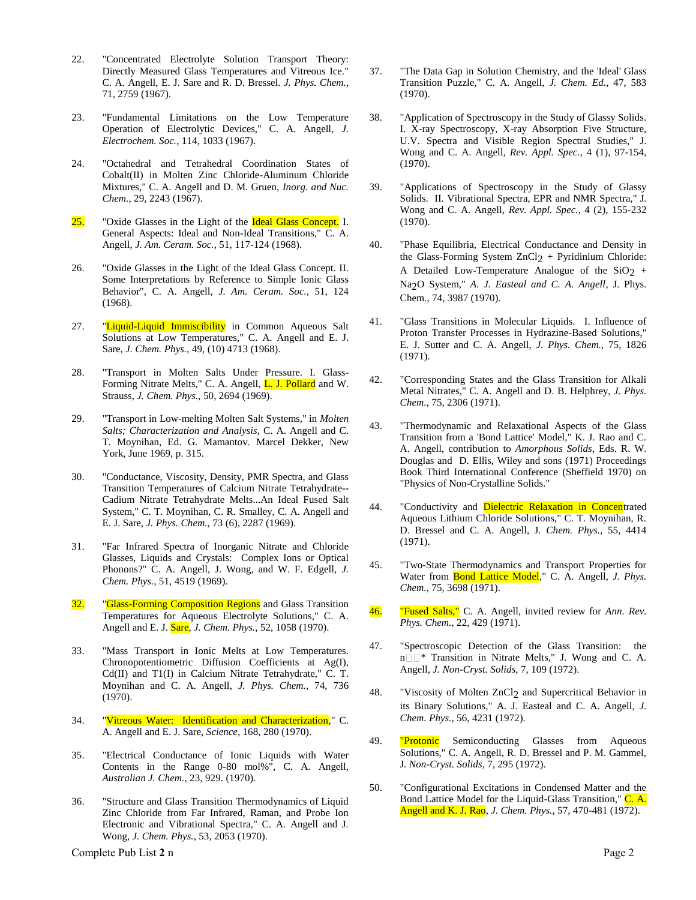22. "Concentrated Electrolyte Solution Transport Theory: Directly Measured Glass Temperatures and Vitreous Ice." C. A. Angell, E. J. Sare and R. D. Bressel. *J. Phys. Chem.*, 71, 2759 (1967).

23. "Fundamental Limitations on the Low Temperature Operation of Electrolytic Devices," C. A. Angell, *J. Electrochem. Soc.*, 114, 1033 (1967).

24. "Octahedral and Tetrahedral Coordination States of Cobalt(II) in Molten Zinc Chloride-Aluminum Chloride Mixtures," C. A. Angell and D. M. Gruen, *Inorg. and Nuc. Chem.*, 29, 2243 (1967).

25. "Oxide Glasses in the Light of the Ideal Glass Concept. I. General Aspects: Ideal and Non-Ideal Transitions," C. A. Angell, *J. Am. Ceram. Soc.*, 51, 117-124 (1968).

26. "Oxide Glasses in the Light of the Ideal Glass Concept. II. Some Interpretations by Reference to Simple Ionic Glass Behavior", C. A. Angell, *J. Am. Ceram. Soc.*, 51, 124 (1968).

27. "Liquid-Liquid Immiscibility in Common Aqueous Salt Solutions at Low Temperatures," C. A. Angell and E. J. Sare, *J. Chem. Phys.*, 49, (10) 4713 (1968).

28. "Transport in Molten Salts Under Pressure. I. Glass-Forming Nitrate Melts," C. A. Angell, L. J. Pollard and W. Strauss, *J. Chem. Phys.*, 50, 2694 (1969).

29. "Transport in Low-melting Molten Salt Systems," in *Molten Salts; Characterization and Analysis*, C. A. Angell and C. T. Moynihan, Ed. G. Mamantov. Marcel Dekker, New York, June 1969, p. 315.

30. "Conductance, Viscosity, Density, PMR Spectra, and Glass Transition Temperatures of Calcium Nitrate Tetrahydrate--Cadium Nitrate Tetrahydrate Melts...An Ideal Fused Salt System," C. T. Moynihan, C. R. Smalley, C. A. Angell and E. J. Sare, *J. Phys. Chem.*, 73 (6), 2287 (1969).

31. "Far Infrared Spectra of Inorganic Nitrate and Chloride Glasses, Liquids and Crystals: Complex Ions or Optical Phonons?" C. A. Angell, J. Wong, and W. F. Edgell, *J. Chem. Phys.*, 51, 4519 (1969).

32. "Glass-Forming Composition Regions and Glass Transition Temperatures for Aqueous Electrolyte Solutions," C. A. Angell and E. J. Sare, *J. Chem. Phys.*, 52, 1058 (1970).

33. "Mass Transport in Ionic Melts at Low Temperatures. Chronopotentiometric Diffusion Coefficients at Ag(I), Cd(II) and T1(I) in Calcium Nitrate Tetrahydrate," C. T. Moynihan and C. A. Angell, *J. Phys. Chem.*, 74, 736 (1970).

34. "Vitreous Water: Identification and Characterization," C. A. Angell and E. J. Sare, *Science*, 168, 280 (1970).

35. "Electrical Conductance of Ionic Liquids with Water Contents in the Range 0-80 mol%", C. A. Angell, *Australian J. Chem.*, 23, 929. (1970).

36. "Structure and Glass Transition Thermodynamics of Liquid Zinc Chloride from Far Infrared, Raman, and Probe Ion Electronic and Vibrational Spectra," C. A. Angell and J. Wong, *J. Chem. Phys.*, 53, 2053 (1970).

37. "The Data Gap in Solution Chemistry, and the 'Ideal' Glass Transition Puzzle," C. A. Angell, *J. Chem. Ed.*, 47, 583 (1970).

38. "Application of Spectroscopy in the Study of Glassy Solids. I. X-ray Spectroscopy, X-ray Absorption Five Structure, U.V. Spectra and Visible Region Spectral Studies," J. Wong and C. A. Angell, *Rev. Appl. Spec.*, 4 (1), 97-154, (1970).

39. "Applications of Spectroscopy in the Study of Glassy Solids. II. Vibrational Spectra, EPR and NMR Spectra," J. Wong and C. A. Angell, *Rev. Appl. Spec.*, 4 (2), 155-232 (1970).

40. "Phase Equilibria, Electrical Conductance and Density in the Glass-Forming System $ZnCl_2$ + Pyridinium Chloride: A Detailed Low-Temperature Analogue of the $SiO_2$ + $Na_2O$ System," *A. J. Easteal and C. A. Angell*, J. Phys. Chem., 74, 3987 (1970).

41. "Glass Transitions in Molecular Liquids. I. Influence of Proton Transfer Processes in Hydrazine-Based Solutions," E. J. Sutter and C. A. Angell, *J. Phys. Chem.*, 75, 1826 (1971).

42. "Corresponding States and the Glass Transition for Alkali Metal Nitrates," C. A. Angell and D. B. Helphrey, *J. Phys. Chem.*, 75, 2306 (1971).

43. "Thermodynamic and Relaxational Aspects of the Glass Transition from a 'Bond Lattice' Model," K. J. Rao and C. A. Angell, contribution to *Amorphous Solids*, Eds. R. W. Douglas and D. Ellis, Wiley and sons (1971) Proceedings Book Third International Conference (Sheffield 1970) on "Physics of Non-Crystalline Solids."

44. "Conductivity and Dielectric Relaxation in Concentrated Aqueous Lithium Chloride Solutions," C. T. Moynihan, R. D. Bressel and C. A. Angell, J. *Chem. Phys.*, 55, 4414 (1971).

45. "Two-State Thermodynamics and Transport Properties for Water from Bond Lattice Model," C. A. Angell, *J. Phys. Chem.*, 75, 3698 (1971).

46. "Fused Salts," C. A. Angell, invited review for *Ann. Rev. Phys. Chem.*, 22, 429 (1971).

47. "Spectroscopic Detection of the Glass Transition: the n□□* Transition in Nitrate Melts," J. Wong and C. A. Angell, *J. Non-Cryst. Solids*, 7, 109 (1972).

48. "Viscosity of Molten $ZnCl_2$ and Supercritical Behavior in its Binary Solutions," A. J. Easteal and C. A. Angell, *J. Chem. Phys.*, 56, 4231 (1972).

49. "Protonic Semiconducting Glasses from Aqueous Solutions," C. A. Angell, R. D. Bressel and P. M. Gammel, J. *Non-Cryst. Solids*, 7, 295 (1972).

50. "Configurational Excitations in Condensed Matter and the Bond Lattice Model for the Liquid-Glass Transition," C. A. Angell and K. J. Rao, *J. Chem. Phys.*, 57, 470-481 (1972).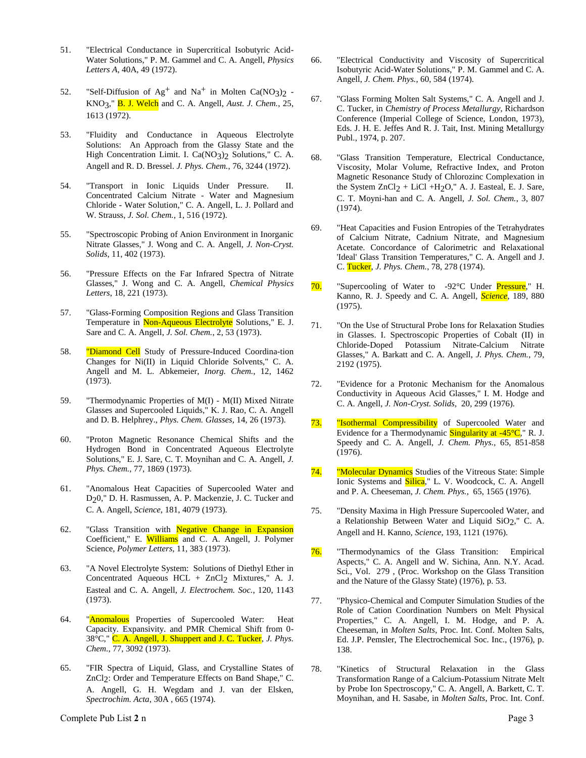51. "Electrical Conductance in Supercritical Isobutyric Acid-Water Solutions," P. M. Gammel and C. A. Angell, *Physics Letters A*, 40A, 49 (1972).

52. "Self-Diffusion of $Ag^+$ and $Na^+$ in Molten $Ca(NO_3)_2$ - $KNO_3$," B. J. Welch and C. A. Angell, *Aust. J. Chem.*, 25, 1613 (1972).

53. "Fluidity and Conductance in Aqueous Electrolyte Solutions: An Approach from the Glassy State and the High Concentration Limit. I. $Ca(NO_3)_2$ Solutions," C. A. Angell and R. D. Bressel. *J. Phys. Chem.*, 76, 3244 (1972).

54. "Transport in Ionic Liquids Under Pressure. II. Concentrated Calcium Nitrate - Water and Magnesium Chloride - Water Solution," C. A. Angell, L. J. Pollard and W. Strauss, *J. Sol. Chem.*, 1, 516 (1972).

55. "Spectroscopic Probing of Anion Environment in Inorganic Nitrate Glasses," J. Wong and C. A. Angell, *J. Non-Cryst. Solids*, 11, 402 (1973).

56. "Pressure Effects on the Far Infrared Spectra of Nitrate Glasses," J. Wong and C. A. Angell, *Chemical Physics Letters*, 18, 221 (1973).

57. "Glass-Forming Composition Regions and Glass Transition Temperature in Non-Aqueous Electrolyte Solutions," E. J. Sare and C. A. Angell, *J. Sol. Chem.*, 2, 53 (1973).

58. "Diamond Cell Study of Pressure-Induced Coordina-tion Changes for Ni(II) in Liquid Chloride Solvents," C. A. Angell and M. L. Abkemeier, *Inorg. Chem.*, 12, 1462 (1973).

59. "Thermodynamic Properties of M(I) - M(II) Mixed Nitrate Glasses and Supercooled Liquids," K. J. Rao, C. A. Angell and D. B. Helphrey., *Phys. Chem. Glasses*, 14, 26 (1973).

60. "Proton Magnetic Resonance Chemical Shifts and the Hydrogen Bond in Concentrated Aqueous Electrolyte Solutions," E. J. Sare, C. T. Moynihan and C. A. Angell, *J. Phys. Chem.*, 77, 1869 (1973).

61. "Anomalous Heat Capacities of Supercooled Water and $D_20$," D. H. Rasmussen, A. P. Mackenzie, J. C. Tucker and C. A. Angell, *Science*, 181, 4079 (1973).

62. "Glass Transition with Negative Change in Expansion Coefficient," E. Williams and C. A. Angell, J. Polymer Science, *Polymer Letters*, 11, 383 (1973).

63. "A Novel Electrolyte System: Solutions of Diethyl Ether in Concentrated Aqueous HCL + $ZnCl_2$ Mixtures," A. J. Easteal and C. A. Angell, *J. Electrochem. Soc.*, 120, 1143 (1973).

64. "Anomalous Properties of Supercooled Water: Heat Capacity. Expansivity. and PMR Chemical Shift from 0-38°C," C. A. Angell, J. Shuppert and J. C. Tucker, *J. Phys. Chem.*, 77, 3092 (1973).

65. "FIR Spectra of Liquid, Glass, and Crystalline States of $ZnCl_2$: Order and Temperature Effects on Band Shape," C. A. Angell, G. H. Wegdam and J. van der Elsken, *Spectrochim. Acta*, 30A , 665 (1974).

66. "Electrical Conductivity and Viscosity of Supercritical Isobutyric Acid-Water Solutions," P. M. Gammel and C. A. Angell, *J. Chem. Phys.*, 60, 584 (1974).

67. "Glass Forming Molten Salt Systems," C. A. Angell and J. C. Tucker, in *Chemistry of Process Metallurgy*, Richardson Conference (Imperial College of Science, London, 1973), Eds. J. H. E. Jeffes And R. J. Tait, Inst. Mining Metallurgy Publ., 1974, p. 207.

68. "Glass Transition Temperature, Electrical Conductance, Viscosity, Molar Volume, Refractive Index, and Proton Magnetic Resonance Study of Chlorozinc Complexation in the System $ZnCl_2$ + LiCl +$H_2O$," A. J. Easteal, E. J. Sare, C. T. Moyni-han and C. A. Angell, *J. Sol. Chem.*, 3, 807 (1974).

69. "Heat Capacities and Fusion Entropies of the Tetrahydrates of Calcium Nitrate, Cadnium Nitrate, and Magnesium Acetate. Concordance of Calorimetric and Relaxational 'Ideal' Glass Transition Temperatures," C. A. Angell and J. C. Tucker, *J. Phys. Chem.*, 78, 278 (1974).

70. "Supercooling of Water to -92°C Under Pressure," H. Kanno, R. J. Speedy and C. A. Angell, *Science*, 189, 880 (1975).

71. "On the Use of Structural Probe Ions for Relaxation Studies in Glasses. I. Spectroscopic Properties of Cobalt (II) in Chloride-Doped Potassium Nitrate-Calcium Nitrate Glasses," A. Barkatt and C. A. Angell, *J. Phys. Chem.*, 79, 2192 (1975).

72. "Evidence for a Protonic Mechanism for the Anomalous Conductivity in Aqueous Acid Glasses," I. M. Hodge and C. A. Angell, *J. Non-Cryst. Solids*, 20, 299 (1976).

73. "Isothermal Compressibility of Supercooled Water and Evidence for a Thermodynamic Singularity at -45°C," R. J. Speedy and C. A. Angell, *J. Chem. Phys.*, 65, 851-858 (1976).

74. "Molecular Dynamics Studies of the Vitreous State: Simple Ionic Systems and Silica," L. V. Woodcock, C. A. Angell and P. A. Cheeseman, *J. Chem. Phys.*, 65, 1565 (1976).

75. "Density Maxima in High Pressure Supercooled Water, and a Relationship Between Water and Liquid $SiO_2$," C. A. Angell and H. Kanno, *Science*, 193, 1121 (1976).

76. "Thermodynamics of the Glass Transition: Empirical Aspects," C. A. Angell and W. Sichina, Ann. N.Y. Acad. Sci., Vol. 279 , (Proc. Workshop on the Glass Transition and the Nature of the Glassy State) (1976), p. 53.

77. "Physico-Chemical and Computer Simulation Studies of the Role of Cation Coordination Numbers on Melt Physical Properties," C. A. Angell, I. M. Hodge, and P. A. Cheeseman, in *Molten Salts*, Proc. Int. Conf. Molten Salts, Ed. J.P. Pemsler, The Electrochemical Soc. Inc., (1976), p. 138.

78. "Kinetics of Structural Relaxation in the Glass Transformation Range of a Calcium-Potassium Nitrate Melt by Probe Ion Spectroscopy," C. A. Angell, A. Barkett, C. T. Moynihan, and H. Sasabe, in *Molten Salts*, Proc. Int. Conf.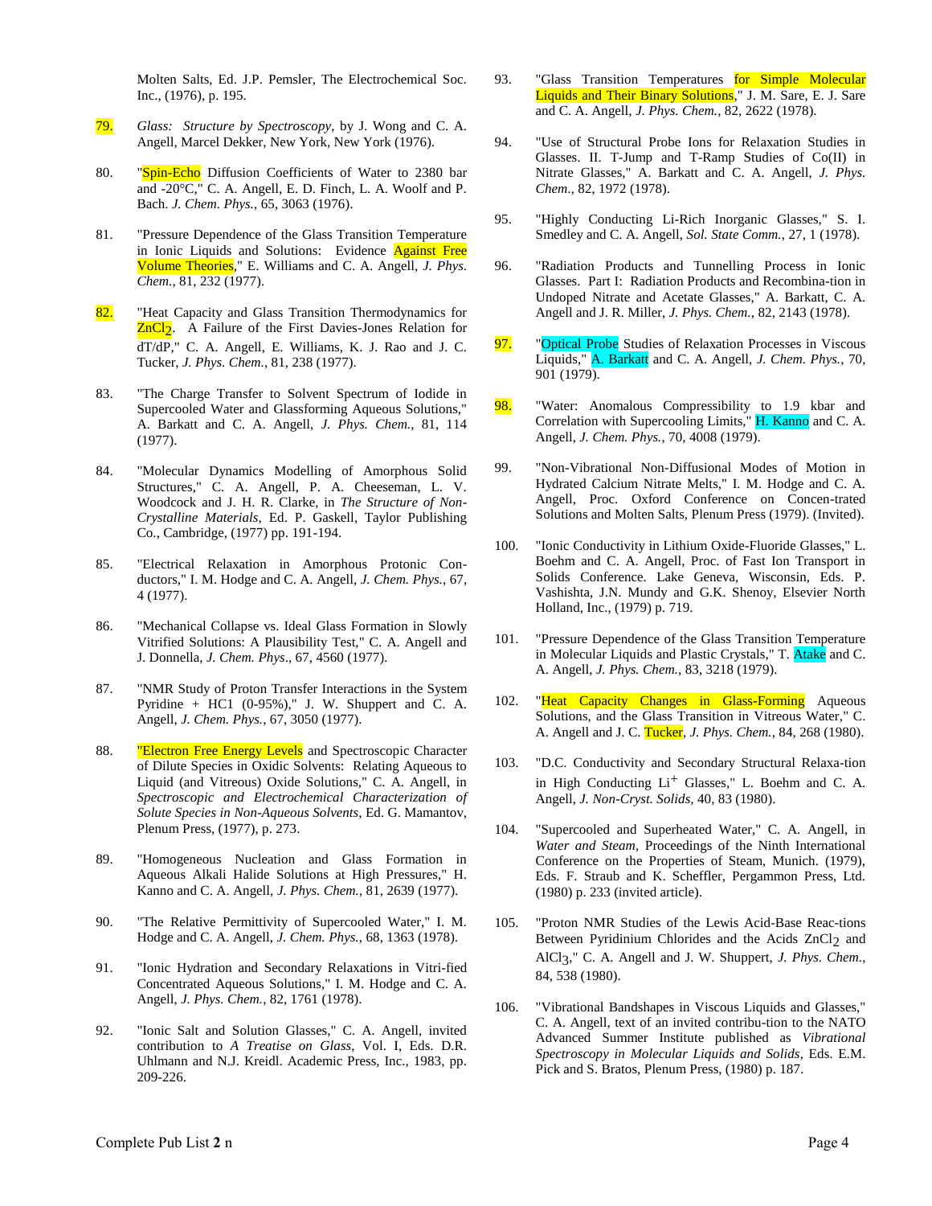Molten Salts, Ed. J.P. Pemsler, The Electrochemical Soc. Inc., (1976), p. 195.

79. *Glass: Structure by Spectroscopy*, by J. Wong and C. A. Angell, Marcel Dekker, New York, New York (1976).

80. "Spin-Echo Diffusion Coefficients of Water to 2380 bar and -20°C," C. A. Angell, E. D. Finch, L. A. Woolf and P. Bach. *J. Chem. Phys.*, 65, 3063 (1976).

81. "Pressure Dependence of the Glass Transition Temperature in Ionic Liquids and Solutions: Evidence Against Free Volume Theories," E. Williams and C. A. Angell, *J. Phys. Chem.*, 81, 232 (1977).

82. "Heat Capacity and Glass Transition Thermodynamics for $ZnCl_2$. A Failure of the First Davies-Jones Relation for dT/dP," C. A. Angell, E. Williams, K. J. Rao and J. C. Tucker, *J. Phys. Chem.*, 81, 238 (1977).

83. "The Charge Transfer to Solvent Spectrum of Iodide in Supercooled Water and Glassforming Aqueous Solutions," A. Barkatt and C. A. Angell, *J. Phys. Chem.*, 81, 114 (1977).

84. "Molecular Dynamics Modelling of Amorphous Solid Structures," C. A. Angell, P. A. Cheeseman, L. V. Woodcock and J. H. R. Clarke, in *The Structure of Non-Crystalline Materials*, Ed. P. Gaskell, Taylor Publishing Co., Cambridge, (1977) pp. 191-194.

85. "Electrical Relaxation in Amorphous Protonic Conductors," I. M. Hodge and C. A. Angell, *J. Chem. Phys.*, 67, 4 (1977).

86. "Mechanical Collapse vs. Ideal Glass Formation in Slowly Vitrified Solutions: A Plausibility Test," C. A. Angell and J. Donnella, *J. Chem. Phys*., 67, 4560 (1977).

87. "NMR Study of Proton Transfer Interactions in the System Pyridine + HC1 (0-95%)," J. W. Shuppert and C. A. Angell, *J. Chem. Phys.*, 67, 3050 (1977).

88. "Electron Free Energy Levels and Spectroscopic Character of Dilute Species in Oxidic Solvents: Relating Aqueous to Liquid (and Vitreous) Oxide Solutions," C. A. Angell, in *Spectroscopic and Electrochemical Characterization of Solute Species in Non-Aqueous Solvents*, Ed. G. Mamantov, Plenum Press, (1977), p. 273.

89. "Homogeneous Nucleation and Glass Formation in Aqueous Alkali Halide Solutions at High Pressures," H. Kanno and C. A. Angell, *J. Phys. Chem.*, 81, 2639 (1977).

90. "The Relative Permittivity of Supercooled Water," I. M. Hodge and C. A. Angell, *J. Chem. Phys.*, 68, 1363 (1978).

91. "Ionic Hydration and Secondary Relaxations in Vitri-fied Concentrated Aqueous Solutions," I. M. Hodge and C. A. Angell, *J. Phys. Chem.*, 82, 1761 (1978).

92. "Ionic Salt and Solution Glasses," C. A. Angell, invited contribution to *A Treatise on Glass*, Vol. I, Eds. D.R. Uhlmann and N.J. Kreidl. Academic Press, Inc., 1983, pp. 209-226.

93. "Glass Transition Temperatures for Simple Molecular Liquids and Their Binary Solutions," J. M. Sare, E. J. Sare and C. A. Angell, *J. Phys. Chem.*, 82, 2622 (1978).

94. "Use of Structural Probe Ions for Relaxation Studies in Glasses. II. T-Jump and T-Ramp Studies of Co(II) in Nitrate Glasses," A. Barkatt and C. A. Angell, *J. Phys. Chem.*, 82, 1972 (1978).

95. "Highly Conducting Li-Rich Inorganic Glasses," S. I. Smedley and C. A. Angell, *Sol. State Comm.*, 27, 1 (1978).

96. "Radiation Products and Tunnelling Process in Ionic Glasses. Part I: Radiation Products and Recombina-tion in Undoped Nitrate and Acetate Glasses," A. Barkatt, C. A. Angell and J. R. Miller, *J. Phys. Chem.*, 82, 2143 (1978).

97. "Optical Probe Studies of Relaxation Processes in Viscous Liquids," A. Barkatt and C. A. Angell, *J. Chem. Phys.*, 70, 901 (1979).

98. "Water: Anomalous Compressibility to 1.9 kbar and Correlation with Supercooling Limits," H. Kanno and C. A. Angell, *J. Chem. Phys.*, 70, 4008 (1979).

99. "Non-Vibrational Non-Diffusional Modes of Motion in Hydrated Calcium Nitrate Melts," I. M. Hodge and C. A. Angell, Proc. Oxford Conference on Concen-trated Solutions and Molten Salts, Plenum Press (1979). (Invited).

100. "Ionic Conductivity in Lithium Oxide-Fluoride Glasses," L. Boehm and C. A. Angell, Proc. of Fast Ion Transport in Solids Conference. Lake Geneva, Wisconsin, Eds. P. Vashishta, J.N. Mundy and G.K. Shenoy, Elsevier North Holland, Inc., (1979) p. 719.

101. "Pressure Dependence of the Glass Transition Temperature in Molecular Liquids and Plastic Crystals," T. Atake and C. A. Angell, *J. Phys. Chem.*, 83, 3218 (1979).

102. "Heat Capacity Changes in Glass-Forming Aqueous Solutions, and the Glass Transition in Vitreous Water," C. A. Angell and J. C. Tucker, *J. Phys. Chem.*, 84, 268 (1980).

103. "D.C. Conductivity and Secondary Structural Relaxa-tion in High Conducting $Li^+$ Glasses," L. Boehm and C. A. Angell, *J. Non-Cryst. Solids*, 40, 83 (1980).

104. "Supercooled and Superheated Water," C. A. Angell, in *Water and Steam*, Proceedings of the Ninth International Conference on the Properties of Steam, Munich. (1979), Eds. F. Straub and K. Scheffler, Pergammon Press, Ltd. (1980) p. 233 (invited article).

105. "Proton NMR Studies of the Lewis Acid-Base Reac-tions Between Pyridinium Chlorides and the Acids $ZnCl_2$ and $AlCl_3$," C. A. Angell and J. W. Shuppert, *J. Phys. Chem.*, 84, 538 (1980).

106. "Vibrational Bandshapes in Viscous Liquids and Glasses," C. A. Angell, text of an invited contribu-tion to the NATO Advanced Summer Institute published as *Vibrational Spectroscopy in Molecular Liquids and Solids*, Eds. E.M. Pick and S. Bratos, Plenum Press, (1980) p. 187.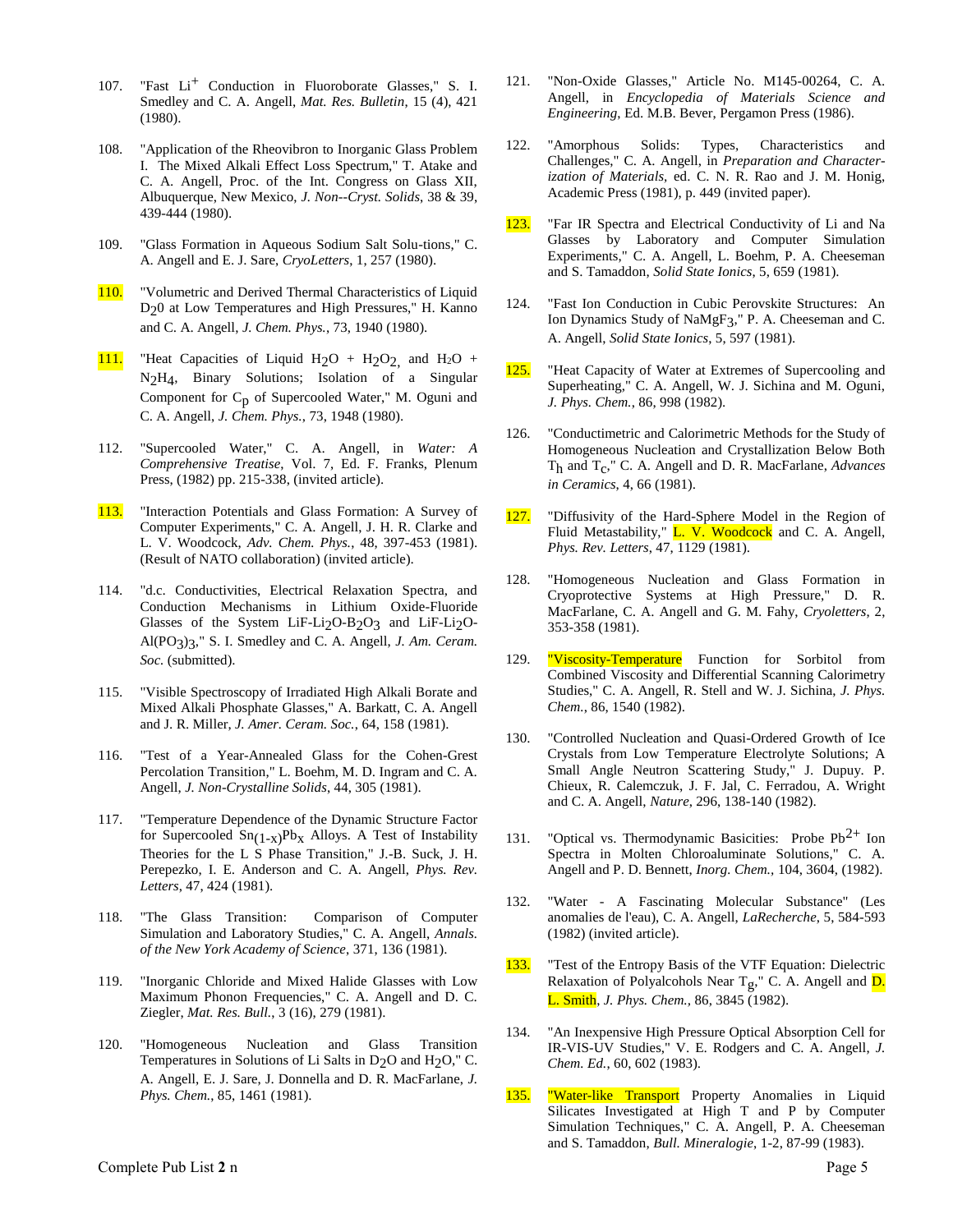107. "Fast $Li^+$ Conduction in Fluoroborate Glasses," S. I. Smedley and C. A. Angell, *Mat. Res. Bulletin*, 15 (4), 421 (1980).

108. "Application of the Rheovibron to Inorganic Glass Problem I. The Mixed Alkali Effect Loss Spectrum," T. Atake and C. A. Angell, Proc. of the Int. Congress on Glass XII, Albuquerque, New Mexico, *J. Non--Cryst. Solids*, 38 & 39, 439-444 (1980).

109. "Glass Formation in Aqueous Sodium Salt Solu-tions," C. A. Angell and E. J. Sare, *CryoLetters*, 1, 257 (1980).

110. "Volumetric and Derived Thermal Characteristics of Liquid $D_20$ at Low Temperatures and High Pressures," H. Kanno and C. A. Angell, *J. Chem. Phys.*, 73, 1940 (1980).

111. "Heat Capacities of Liquid $H_2O$ + $H_2O_2$, and $H_2O$ + $N_2H_4$, Binary Solutions; Isolation of a Singular Component for $C_p$ of Supercooled Water," M. Oguni and C. A. Angell, *J. Chem. Phys.*, 73, 1948 (1980).

112. "Supercooled Water," C. A. Angell, in *Water: A Comprehensive Treatise*, Vol. 7, Ed. F. Franks, Plenum Press, (1982) pp. 215-338, (invited article).

113. "Interaction Potentials and Glass Formation: A Survey of Computer Experiments," C. A. Angell, J. H. R. Clarke and L. V. Woodcock, *Adv. Chem. Phys.*, 48, 397-453 (1981). (Result of NATO collaboration) (invited article).

114. "d.c. Conductivities, Electrical Relaxation Spectra, and Conduction Mechanisms in Lithium Oxide-Fluoride Glasses of the System LiF-$Li_2O$-$B_2O_3$ and LiF-$Li_2O$-$Al(PO_3)_3$," S. I. Smedley and C. A. Angell, *J. Am. Ceram. Soc.* (submitted).

115. "Visible Spectroscopy of Irradiated High Alkali Borate and Mixed Alkali Phosphate Glasses," A. Barkatt, C. A. Angell and J. R. Miller, *J. Amer. Ceram. Soc.*, 64, 158 (1981).

116. "Test of a Year-Annealed Glass for the Cohen-Grest Percolation Transition," L. Boehm, M. D. Ingram and C. A. Angell, *J. Non-Crystalline Solids*, 44, 305 (1981).

117. "Temperature Dependence of the Dynamic Structure Factor for Supercooled $Sn_{(1-x)}Pb_x$ Alloys. A Test of Instability Theories for the L S Phase Transition," J.-B. Suck, J. H. Perepezko, I. E. Anderson and C. A. Angell, *Phys. Rev. Letters*, 47, 424 (1981).

118. "The Glass Transition: Comparison of Computer Simulation and Laboratory Studies," C. A. Angell, *Annals. of the New York Academy of Science*, 371, 136 (1981).

119. "Inorganic Chloride and Mixed Halide Glasses with Low Maximum Phonon Frequencies," C. A. Angell and D. C. Ziegler, *Mat. Res. Bull.*, 3 (16), 279 (1981).

120. "Homogeneous Nucleation and Glass Transition Temperatures in Solutions of Li Salts in $D_2O$ and $H_2O$," C. A. Angell, E. J. Sare, J. Donnella and D. R. MacFarlane, *J. Phys. Chem.*, 85, 1461 (1981).

121. "Non-Oxide Glasses," Article No. M145-00264, C. A. Angell, in *Encyclopedia of Materials Science and Engineering*, Ed. M.B. Bever, Pergamon Press (1986).

122. "Amorphous Solids: Types, Characteristics and Challenges," C. A. Angell, in *Preparation and Characterization of Materials*, ed. C. N. R. Rao and J. M. Honig, Academic Press (1981), p. 449 (invited paper).

123. "Far IR Spectra and Electrical Conductivity of Li and Na Glasses by Laboratory and Computer Simulation Experiments," C. A. Angell, L. Boehm, P. A. Cheeseman and S. Tamaddon, *Solid State Ionics*, 5, 659 (1981).

124. "Fast Ion Conduction in Cubic Perovskite Structures: An Ion Dynamics Study of $NaMgF_3$," P. A. Cheeseman and C. A. Angell, *Solid State Ionics*, 5, 597 (1981).

125. "Heat Capacity of Water at Extremes of Supercooling and Superheating," C. A. Angell, W. J. Sichina and M. Oguni, *J. Phys. Chem.*, 86, 998 (1982).

126. "Conductimetric and Calorimetric Methods for the Study of Homogeneous Nucleation and Crystallization Below Both $T_h$ and $T_c$," C. A. Angell and D. R. MacFarlane, *Advances in Ceramics*, 4, 66 (1981).

127. "Diffusivity of the Hard-Sphere Model in the Region of Fluid Metastability," L. V. Woodcock and C. A. Angell, *Phys. Rev. Letters*, 47, 1129 (1981).

128. "Homogeneous Nucleation and Glass Formation in Cryoprotective Systems at High Pressure," D. R. MacFarlane, C. A. Angell and G. M. Fahy, *Cryoletters*, 2, 353-358 (1981).

129. "Viscosity-Temperature Function for Sorbitol from Combined Viscosity and Differential Scanning Calorimetry Studies," C. A. Angell, R. Stell and W. J. Sichina, *J. Phys. Chem.*, 86, 1540 (1982).

130. "Controlled Nucleation and Quasi-Ordered Growth of Ice Crystals from Low Temperature Electrolyte Solutions; A Small Angle Neutron Scattering Study," J. Dupuy. P. Chieux, R. Calemczuk, J. F. Jal, C. Ferradou, A. Wright and C. A. Angell, *Nature*, 296, 138-140 (1982).

131. "Optical vs. Thermodynamic Basicities: Probe $Pb^{2+}$ Ion Spectra in Molten Chloroaluminate Solutions," C. A. Angell and P. D. Bennett, *Inorg. Chem.*, 104, 3604, (1982).

132. "Water - A Fascinating Molecular Substance" (Les anomalies de l'eau), C. A. Angell, *LaRecherche*, 5, 584-593 (1982) (invited article).

133. "Test of the Entropy Basis of the VTF Equation: Dielectric Relaxation of Polyalcohols Near $T_g$," C. A. Angell and D. L. Smith, *J. Phys. Chem.*, 86, 3845 (1982).

134. "An Inexpensive High Pressure Optical Absorption Cell for IR-VIS-UV Studies," V. E. Rodgers and C. A. Angell, *J. Chem. Ed.*, 60, 602 (1983).

135. "Water-like Transport Property Anomalies in Liquid Silicates Investigated at High T and P by Computer Simulation Techniques," C. A. Angell, P. A. Cheeseman and S. Tamaddon, *Bull. Mineralogie*, 1-2, 87-99 (1983).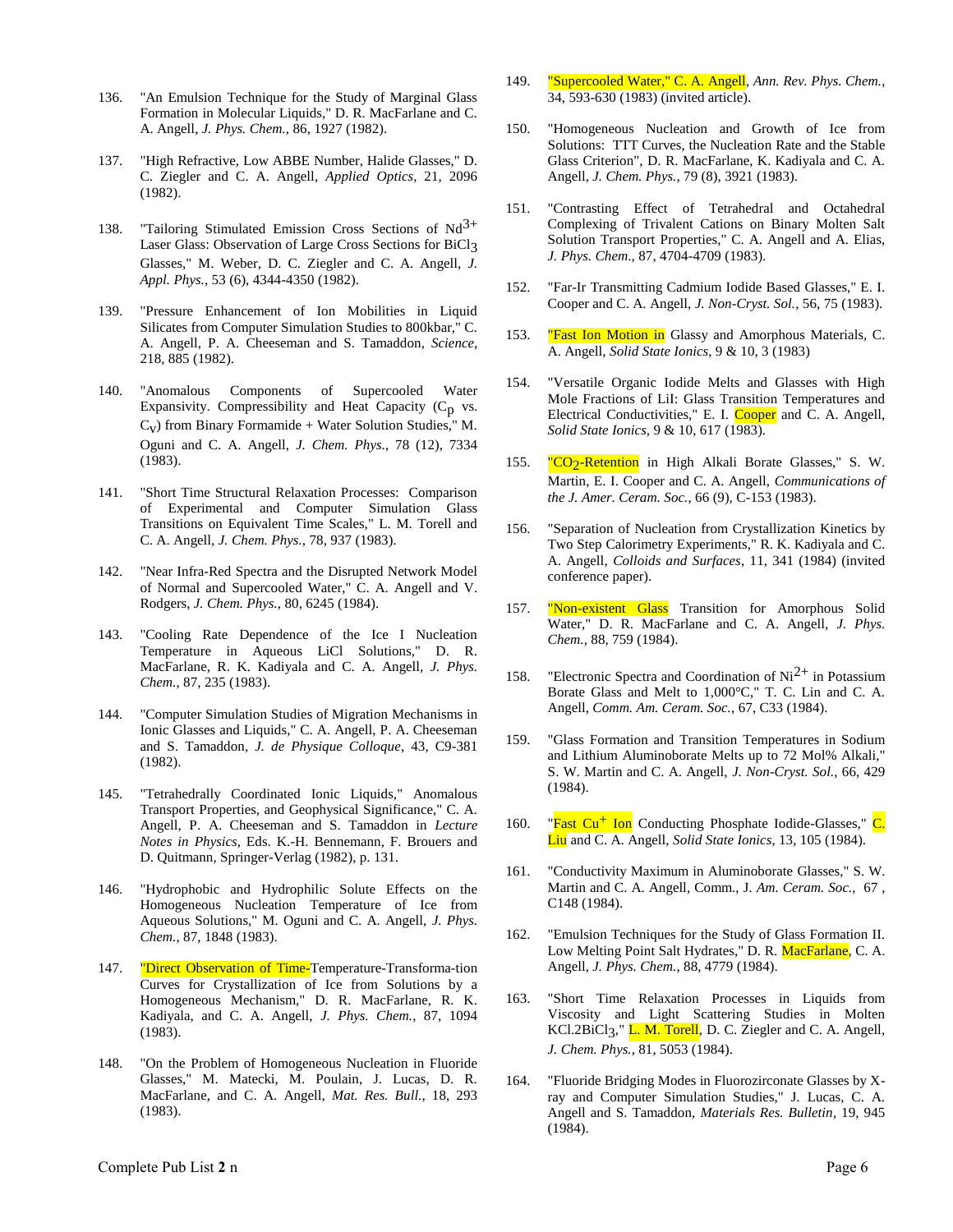136. "An Emulsion Technique for the Study of Marginal Glass Formation in Molecular Liquids," D. R. MacFarlane and C. A. Angell, *J. Phys. Chem.*, 86, 1927 (1982).

137. "High Refractive, Low ABBE Number, Halide Glasses," D. C. Ziegler and C. A. Angell, *Applied Optics*, 21, 2096 (1982).

138. "Tailoring Stimulated Emission Cross Sections of $Nd^{3+}$ Laser Glass: Observation of Large Cross Sections for $BiCl_3$ Glasses," M. Weber, D. C. Ziegler and C. A. Angell, *J. Appl. Phys.*, 53 (6), 4344-4350 (1982).

139. "Pressure Enhancement of Ion Mobilities in Liquid Silicates from Computer Simulation Studies to 800kbar," C. A. Angell, P. A. Cheeseman and S. Tamaddon, *Science*, 218, 885 (1982).

140. "Anomalous Components of Supercooled Water Expansivity. Compressibility and Heat Capacity ($C_p$ vs. $C_v$) from Binary Formamide + Water Solution Studies," M. Oguni and C. A. Angell, *J. Chem. Phys.*, 78 (12), 7334 (1983).

141. "Short Time Structural Relaxation Processes: Comparison of Experimental and Computer Simulation Glass Transitions on Equivalent Time Scales," L. M. Torell and C. A. Angell, *J. Chem. Phys.*, 78, 937 (1983).

142. "Near Infra-Red Spectra and the Disrupted Network Model of Normal and Supercooled Water," C. A. Angell and V. Rodgers, *J. Chem. Phys.*, 80, 6245 (1984).

143. "Cooling Rate Dependence of the Ice I Nucleation Temperature in Aqueous LiCl Solutions," D. R. MacFarlane, R. K. Kadiyala and C. A. Angell, *J. Phys. Chem.*, 87, 235 (1983).

144. "Computer Simulation Studies of Migration Mechanisms in Ionic Glasses and Liquids," C. A. Angell, P. A. Cheeseman and S. Tamaddon, *J. de Physique Colloque*, 43, C9-381 (1982).

145. "Tetrahedrally Coordinated Ionic Liquids," Anomalous Transport Properties, and Geophysical Significance," C. A. Angell, P. A. Cheeseman and S. Tamaddon in *Lecture Notes in Physics*, Eds. K.-H. Bennemann, F. Brouers and D. Quitmann, Springer-Verlag (1982), p. 131.

146. "Hydrophobic and Hydrophilic Solute Effects on the Homogeneous Nucleation Temperature of Ice from Aqueous Solutions," M. Oguni and C. A. Angell, *J. Phys. Chem.*, 87, 1848 (1983).

147. "Direct Observation of Time-Temperature-Transforma-tion Curves for Crystallization of Ice from Solutions by a Homogeneous Mechanism," D. R. MacFarlane, R. K. Kadiyala, and C. A. Angell, *J. Phys. Chem.*, 87, 1094 (1983).

148. "On the Problem of Homogeneous Nucleation in Fluoride Glasses," M. Matecki, M. Poulain, J. Lucas, D. R. MacFarlane, and C. A. Angell, *Mat. Res. Bull.*, 18, 293 (1983).

149. "Supercooled Water," C. A. Angell, *Ann. Rev. Phys. Chem.*, 34, 593-630 (1983) (invited article).

150. "Homogeneous Nucleation and Growth of Ice from Solutions: TTT Curves, the Nucleation Rate and the Stable Glass Criterion", D. R. MacFarlane, K. Kadiyala and C. A. Angell, *J. Chem. Phys.*, 79 (8), 3921 (1983).

151. "Contrasting Effect of Tetrahedral and Octahedral Complexing of Trivalent Cations on Binary Molten Salt Solution Transport Properties," C. A. Angell and A. Elias, *J. Phys. Chem.*, 87, 4704-4709 (1983).

152. "Far-Ir Transmitting Cadmium Iodide Based Glasses," E. I. Cooper and C. A. Angell, *J. Non-Cryst. Sol.*, 56, 75 (1983).

153. "Fast Ion Motion in Glassy and Amorphous Materials, C. A. Angell, *Solid State Ionics*, 9 & 10, 3 (1983)

154. "Versatile Organic Iodide Melts and Glasses with High Mole Fractions of LiI: Glass Transition Temperatures and Electrical Conductivities," E. I. Cooper and C. A. Angell, *Solid State Ionics*, 9 & 10, 617 (1983).

155. "$CO_2$-Retention in High Alkali Borate Glasses," S. W. Martin, E. I. Cooper and C. A. Angell, *Communications of the J. Amer. Ceram. Soc.*, 66 (9), C-153 (1983).

156. "Separation of Nucleation from Crystallization Kinetics by Two Step Calorimetry Experiments," R. K. Kadiyala and C. A. Angell, *Colloids and Surfaces*, 11, 341 (1984) (invited conference paper).

157. "Non-existent Glass Transition for Amorphous Solid Water," D. R. MacFarlane and C. A. Angell, *J. Phys. Chem.*, 88, 759 (1984).

158. "Electronic Spectra and Coordination of $Ni^{2+}$ in Potassium Borate Glass and Melt to 1,000°C," T. C. Lin and C. A. Angell, *Comm. Am. Ceram. Soc.*, 67, C33 (1984).

159. "Glass Formation and Transition Temperatures in Sodium and Lithium Aluminoborate Melts up to 72 Mol% Alkali," S. W. Martin and C. A. Angell, *J. Non-Cryst. Sol.*, 66, 429 (1984).

160. "Fast $Cu^+$ Ion Conducting Phosphate Iodide-Glasses," C. Liu and C. A. Angell, *Solid State Ionics*, 13, 105 (1984).

161. "Conductivity Maximum in Aluminoborate Glasses," S. W. Martin and C. A. Angell, Comm., J. *Am. Ceram. Soc.*, 67 , C148 (1984).

162. "Emulsion Techniques for the Study of Glass Formation II. Low Melting Point Salt Hydrates," D. R. MacFarlane, C. A. Angell, *J. Phys. Chem.*, 88, 4779 (1984).

163. "Short Time Relaxation Processes in Liquids from Viscosity and Light Scattering Studies in Molten $KCl.2BiCl_3$," L. M. Torell, D. C. Ziegler and C. A. Angell, *J. Chem. Phys.*, 81, 5053 (1984).

164. "Fluoride Bridging Modes in Fluorozirconate Glasses by X-ray and Computer Simulation Studies," J. Lucas, C. A. Angell and S. Tamaddon, *Materials Res. Bulletin*, 19, 945 (1984).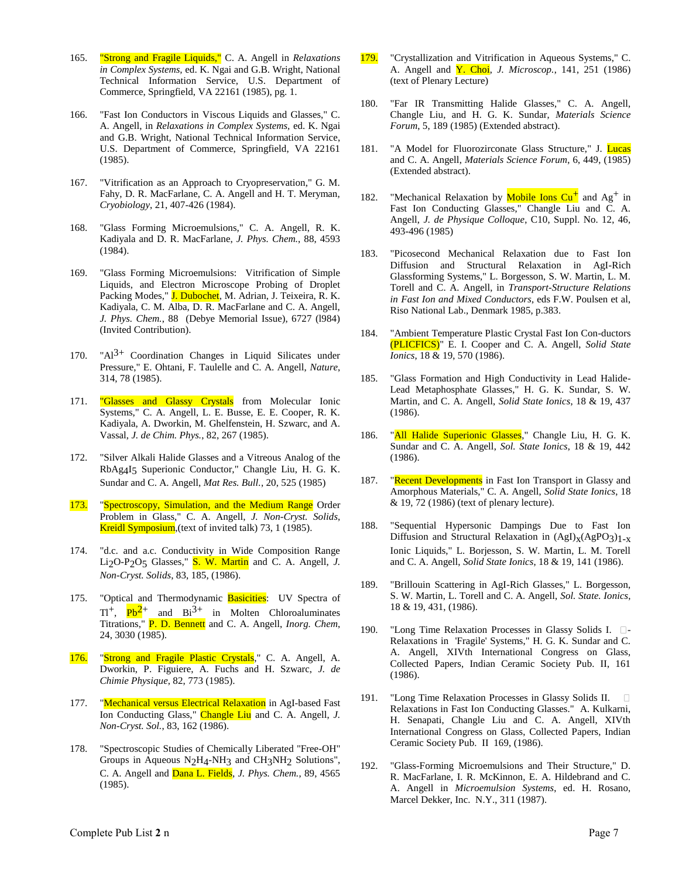165. "Strong and Fragile Liquids," C. A. Angell in *Relaxations in Complex Systems*, ed. K. Ngai and G.B. Wright, National Technical Information Service, U.S. Department of Commerce, Springfield, VA 22161 (1985), pg. 1.

166. "Fast Ion Conductors in Viscous Liquids and Glasses," C. A. Angell, in *Relaxations in Complex Systems*, ed. K. Ngai and G.B. Wright, National Technical Information Service, U.S. Department of Commerce, Springfield, VA 22161 (1985).

167. "Vitrification as an Approach to Cryopreservation," G. M. Fahy, D. R. MacFarlane, C. A. Angell and H. T. Meryman, *Cryobiology*, 21, 407-426 (1984).

168. "Glass Forming Microemulsions," C. A. Angell, R. K. Kadiyala and D. R. MacFarlane, *J. Phys. Chem.*, 88, 4593 (1984).

169. "Glass Forming Microemulsions: Vitrification of Simple Liquids, and Electron Microscope Probing of Droplet Packing Modes," J. Dubochet, M. Adrian, J. Teixeira, R. K. Kadiyala, C. M. Alba, D. R. MacFarlane and C. A. Angell, *J. Phys. Chem.*, 88 (Debye Memorial Issue), 6727 (l984) (Invited Contribution).

170. "$Al^{3+}$ Coordination Changes in Liquid Silicates under Pressure," E. Ohtani, F. Taulelle and C. A. Angell, *Nature*, 314, 78 (1985).

171. "Glasses and Glassy Crystals from Molecular Ionic Systems," C. A. Angell, L. E. Busse, E. E. Cooper, R. K. Kadiyala, A. Dworkin, M. Ghelfenstein, H. Szwarc, and A. Vassal, *J. de Chim. Phys.*, 82, 267 (1985).

172. "Silver Alkali Halide Glasses and a Vitreous Analog of the $RbAg_4I_5$ Superionic Conductor," Changle Liu, H. G. K. Sundar and C. A. Angell, *Mat Res. Bull.*, 20, 525 (1985)

173. "Spectroscopy, Simulation, and the Medium Range Order Problem in Glass," C. A. Angell, *J. Non-Cryst. Solids*, Kreidl Symposium,(text of invited talk) 73, 1 (1985).

174. "d.c. and a.c. Conductivity in Wide Composition Range $Li_2O$-$P_2O_5$ Glasses," S. W. Martin and C. A. Angell, *J. Non-Cryst. Solids*, 83, 185, (1986).

175. "Optical and Thermodynamic Basicities: UV Spectra of $Tl^+$, $Pb^{2+}$ and $Bi^{3+}$ in Molten Chloroaluminates Titrations," P. D. Bennett and C. A. Angell, *Inorg. Chem*, 24, 3030 (1985).

176. "Strong and Fragile Plastic Crystals," C. A. Angell, A. Dworkin, P. Figuiere, A. Fuchs and H. Szwarc, *J. de Chimie Physique*, 82, 773 (1985).

177. "Mechanical versus Electrical Relaxation in AgI-based Fast Ion Conducting Glass," Changle Liu and C. A. Angell, *J. Non-Cryst. Sol.*, 83, 162 (1986).

178. "Spectroscopic Studies of Chemically Liberated "Free-OH" Groups in Aqueous $N_2H_4$-$NH_3$ and $CH_3NH_2$ Solutions", C. A. Angell and Dana L. Fields, *J. Phys. Chem.*, 89, 4565 (1985).

179. "Crystallization and Vitrification in Aqueous Systems," C. A. Angell and Y. Choi, *J. Microscop.*, 141, 251 (1986) (text of Plenary Lecture)

180. "Far IR Transmitting Halide Glasses," C. A. Angell, Changle Liu, and H. G. K. Sundar, *Materials Science Forum*, 5, 189 (1985) (Extended abstract).

181. "A Model for Fluorozirconate Glass Structure," J. Lucas and C. A. Angell, *Materials Science Forum*, 6, 449, (1985) (Extended abstract).

182. "Mechanical Relaxation by Mobile Ions $Cu^+$ and $Ag^+$ in Fast Ion Conducting Glasses," Changle Liu and C. A. Angell, *J. de Physique Colloque*, C10, Suppl. No. 12, 46, 493-496 (1985)

183. "Picosecond Mechanical Relaxation due to Fast Ion Diffusion and Structural Relaxation in AgI-Rich Glassforming Systems," L. Borgesson, S. W. Martin, L. M. Torell and C. A. Angell, in *Transport-Structure Relations in Fast Ion and Mixed Conductors*, eds F.W. Poulsen et al, Riso National Lab., Denmark 1985, p.383.

184. "Ambient Temperature Plastic Crystal Fast Ion Con-ductors (PLICFICS)" E. I. Cooper and C. A. Angell, *Solid State Ionics*, 18 & 19, 570 (1986).

185. "Glass Formation and High Conductivity in Lead Halide-Lead Metaphosphate Glasses," H. G. K. Sundar, S. W. Martin, and C. A. Angell, *Solid State Ionics*, 18 & 19, 437 (1986).

186. "All Halide Superionic Glasses," Changle Liu, H. G. K. Sundar and C. A. Angell, *Sol. State Ionics*, 18 & 19, 442 (1986).

187. "Recent Developments in Fast Ion Transport in Glassy and Amorphous Materials," C. A. Angell, *Solid State Ionics*, 18 & 19, 72 (1986) (text of plenary lecture).

188. "Sequential Hypersonic Dampings Due to Fast Ion Diffusion and Structural Relaxation in $(AgI)_x(AgPO_3)_{1-x}$ Ionic Liquids," L. Borjesson, S. W. Martin, L. M. Torell and C. A. Angell, *Solid State Ionics*, 18 & 19, 141 (1986).

189. "Brillouin Scattering in AgI-Rich Glasses," L. Borgesson, S. W. Martin, L. Torell and C. A. Angell, *Sol. State. Ionics*, 18 & 19, 431, (1986).

190. "Long Time Relaxation Processes in Glassy Solids I. -Relaxations in 'Fragile' Systems," H. G. K. Sundar and C. A. Angell, XIVth International Congress on Glass, Collected Papers, Indian Ceramic Society Pub. II, 161 (1986).

191. "Long Time Relaxation Processes in Glassy Solids II. Relaxations in Fast Ion Conducting Glasses." A. Kulkarni, H. Senapati, Changle Liu and C. A. Angell, XIVth International Congress on Glass, Collected Papers, Indian Ceramic Society Pub. II 169, (1986).

192. "Glass-Forming Microemulsions and Their Structure," D. R. MacFarlane, I. R. McKinnon, E. A. Hildebrand and C. A. Angell in *Microemulsion Systems*, ed. H. Rosano, Marcel Dekker, Inc. N.Y., 311 (1987).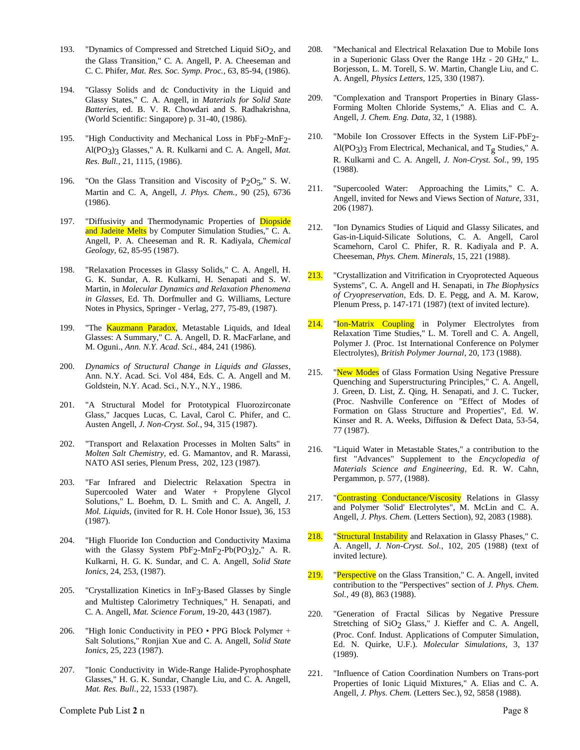193. "Dynamics of Compressed and Stretched Liquid $SiO_2$, and the Glass Transition," C. A. Angell, P. A. Cheeseman and C. C. Phifer, *Mat. Res. Soc. Symp. Proc.*, 63, 85-94, (1986).

194. "Glassy Solids and dc Conductivity in the Liquid and Glassy States," C. A. Angell, in *Materials for Solid State Batteries*, ed. B. V. R. Chowdari and S. Radhakrishna, (World Scientific: Singapore) p. 31-40, (1986).

195. "High Conductivity and Mechanical Loss in $PbF_2$-$MnF_2$-$Al(PO_3)_3$ Glasses," A. R. Kulkarni and C. A. Angell, *Mat. Res. Bull.*, 21, 1115, (1986).

196. "On the Glass Transition and Viscosity of $P_2O_5$," S. W. Martin and C. A, Angell, *J. Phys. Chem.*, 90 (25), 6736 (1986).

197. "Diffusivity and Thermodynamic Properties of Diopside and Jadeite Melts by Computer Simulation Studies," C. A. Angell, P. A. Cheeseman and R. R. Kadiyala, *Chemical Geology*, 62, 85-95 (1987).

198. "Relaxation Processes in Glassy Solids," C. A. Angell, H. G. K. Sundar, A. R. Kulkarni, H. Senapati and S. W. Martin, in *Molecular Dynamics and Relaxation Phenomena in Glasses*, Ed. Th. Dorfmuller and G. Williams, Lecture Notes in Physics, Springer - Verlag, 277, 75-89, (1987).

199. "The Kauzmann Paradox, Metastable Liquids, and Ideal Glasses: A Summary," C. A. Angell, D. R. MacFarlane, and M. Oguni., *Ann. N.Y. Acad. Sci.*, 484, 241 (1986).

200. *Dynamics of Structural Change in Liquids and Glasses*, Ann. N.Y. Acad. Sci. Vol 484, Eds. C. A. Angell and M. Goldstein, N.Y. Acad. Sci., N.Y., N.Y., 1986.

201. "A Structural Model for Prototypical Fluorozirconate Glass," Jacques Lucas, C. Laval, Carol C. Phifer, and C. Austen Angell, *J. Non-Cryst. Sol.*, 94, 315 (1987).

202. "Transport and Relaxation Processes in Molten Salts" in *Molten Salt Chemistry*, ed. G. Mamantov, and R. Marassi, NATO ASI series, Plenum Press, 202, 123 (1987).

203. "Far Infrared and Dielectric Relaxation Spectra in Supercooled Water and Water + Propylene Glycol Solutions," L. Boehm, D. L. Smith and C. A. Angell, *J. Mol. Liquids*, (invited for R. H. Cole Honor Issue), 36, 153 (1987).

204. "High Fluoride Ion Conduction and Conductivity Maxima with the Glassy System $PbF_2$-$MnF_2$-$Pb(PO_3)_2$," A. R. Kulkarni, H. G. K. Sundar, and C. A. Angell, *Solid State Ionics*, 24, 253, (1987).

205. "Crystallization Kinetics in $InF_3$-Based Glasses by Single and Multistep Calorimetry Techniques," H. Senapati, and C. A. Angell, *Mat. Science Forum*, 19-20, 443 (1987).

206. "High Ionic Conductivity in PEO • PPG Block Polymer + Salt Solutions," Ronjian Xue and C. A. Angell, *Solid State Ionics*, 25, 223 (1987).

207. "Ionic Conductivity in Wide-Range Halide-Pyrophosphate Glasses," H. G. K. Sundar, Changle Liu, and C. A. Angell, *Mat. Res. Bull.*, 22, 1533 (1987).

208. "Mechanical and Electrical Relaxation Due to Mobile Ions in a Superionic Glass Over the Range 1Hz - 20 GHz," L. Borjesson, L. M. Torell, S. W. Martin, Changle Liu, and C. A. Angell, *Physics Letters*, 125, 330 (1987).

209. "Complexation and Transport Properties in Binary Glass-Forming Molten Chloride Systems," A. Elias and C. A. Angell, *J. Chem. Eng. Data*, 32, 1 (1988).

210. "Mobile Ion Crossover Effects in the System LiF-$PbF_2$-$Al(PO_3)_3$ From Electrical, Mechanical, and $T_g$ Studies," A. R. Kulkarni and C. A. Angell, *J. Non-Cryst. Sol.*, 99, 195 (1988).

211. "Supercooled Water: Approaching the Limits," C. A. Angell, invited for News and Views Section of *Nature*, 331, 206 (1987).

212. "Ion Dynamics Studies of Liquid and Glassy Silicates, and Gas-in-Liquid-Silicate Solutions, C. A. Angell, Carol Scamehorn, Carol C. Phifer, R. R. Kadiyala and P. A. Cheeseman, *Phys. Chem. Minerals*, 15, 221 (1988).

213. "Crystallization and Vitrification in Cryoprotected Aqueous Systems", C. A. Angell and H. Senapati, in *The Biophysics of Cryopreservation*, Eds. D. E. Pegg, and A. M. Karow, Plenum Press, p. 147-171 (1987) (text of invited lecture).

214. "Ion-Matrix Coupling in Polymer Electrolytes from Relaxation Time Studies," L. M. Torell and C. A. Angell, Polymer J. (Proc. 1st International Conference on Polymer Electrolytes), *British Polymer Journal*, 20, 173 (1988).

215. "New Modes of Glass Formation Using Negative Pressure Quenching and Superstructuring Principles," C. A. Angell, J. Green, D. List, Z. Qing, H. Senapati, and J. C. Tucker, (Proc. Nashville Conference on "Effect of Modes of Formation on Glass Structure and Properties", Ed. W. Kinser and R. A. Weeks, Diffusion & Defect Data, 53-54, 77 (1987).

216. "Liquid Water in Metastable States," a contribution to the first "Advances" Supplement to the *Encyclopedia of Materials Science and Engineering*, Ed. R. W. Cahn, Pergammon, p. 577, (1988).

217. "Contrasting Conductance/Viscosity Relations in Glassy and Polymer 'Solid' Electrolytes", M. McLin and C. A. Angell, *J. Phys. Chem.* (Letters Section), 92, 2083 (1988).

218. "Structural Instability and Relaxation in Glassy Phases," C. A. Angell, *J. Non-Cryst. Sol.*, 102, 205 (1988) (text of invited lecture).

219. "Perspective on the Glass Transition," C. A. Angell, invited contribution to the "Perspectives" section of *J. Phys. Chem. Sol.*, 49 (8), 863 (1988).

220. "Generation of Fractal Silicas by Negative Pressure Stretching of $SiO_2$ Glass," J. Kieffer and C. A. Angell, (Proc. Conf. Indust. Applications of Computer Simulation, Ed. N. Quirke, U.F.). *Molecular Simulations*, 3, 137 (1989).

221. "Influence of Cation Coordination Numbers on Trans-port Properties of Ionic Liquid Mixtures," A. Elias and C. A. Angell, *J. Phys. Chem.* (Letters Sec.), 92, 5858 (1988).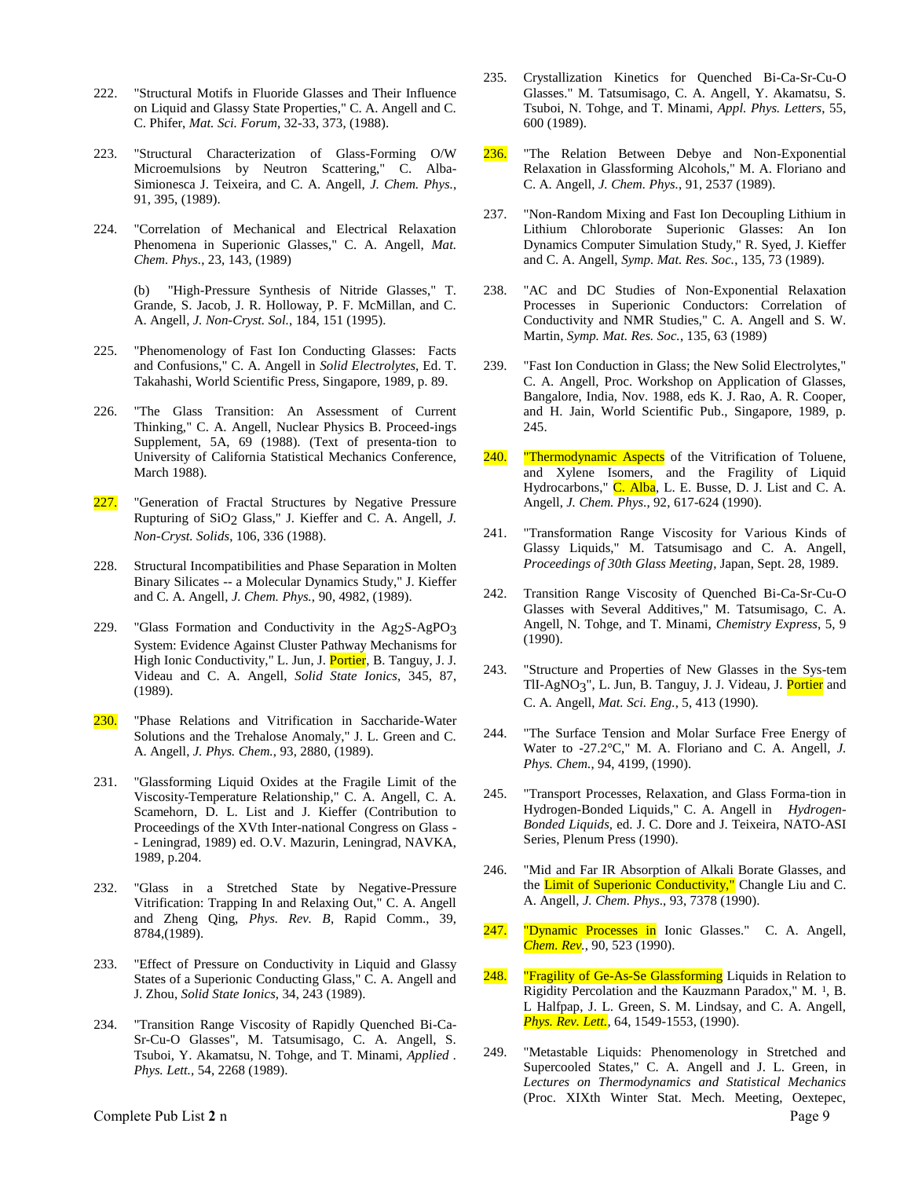222. "Structural Motifs in Fluoride Glasses and Their Influence on Liquid and Glassy State Properties," C. A. Angell and C. C. Phifer, *Mat. Sci. Forum*, 32-33, 373, (1988).

223. "Structural Characterization of Glass-Forming O/W Microemulsions by Neutron Scattering," C. Alba-Simionesca J. Teixeira, and C. A. Angell, *J. Chem. Phys.*, 91, 395, (1989).

224. "Correlation of Mechanical and Electrical Relaxation Phenomena in Superionic Glasses," C. A. Angell, *Mat. Chem. Phys.*, 23, 143, (1989)

    (b) "High-Pressure Synthesis of Nitride Glasses," T. Grande, S. Jacob, J. R. Holloway, P. F. McMillan, and C. A. Angell, *J. Non-Cryst. Sol.*, 184, 151 (1995).

225. "Phenomenology of Fast Ion Conducting Glasses: Facts and Confusions," C. A. Angell in *Solid Electrolytes*, Ed. T. Takahashi, World Scientific Press, Singapore, 1989, p. 89.

226. "The Glass Transition: An Assessment of Current Thinking," C. A. Angell, Nuclear Physics B. Proceed-ings Supplement, 5A, 69 (1988). (Text of presenta-tion to University of California Statistical Mechanics Conference, March 1988).

227. "Generation of Fractal Structures by Negative Pressure Rupturing of $SiO_2$ Glass," J. Kieffer and C. A. Angell, *J. Non-Cryst. Solids*, 106, 336 (1988).

228. Structural Incompatibilities and Phase Separation in Molten Binary Silicates -- a Molecular Dynamics Study," J. Kieffer and C. A. Angell, *J. Chem. Phys.,* 90, 4982, (1989).

229. "Glass Formation and Conductivity in the $Ag_2S$-$AgPO_3$ System: Evidence Against Cluster Pathway Mechanisms for High Ionic Conductivity," L. Jun, J. Portier, B. Tanguy, J. J. Videau and C. A. Angell, *Solid State Ionics*, 345, 87, (1989).

230. "Phase Relations and Vitrification in Saccharide-Water Solutions and the Trehalose Anomaly," J. L. Green and C. A. Angell, *J. Phys. Chem.*, 93, 2880, (1989).

231. "Glassforming Liquid Oxides at the Fragile Limit of the Viscosity-Temperature Relationship," C. A. Angell, C. A. Scamehorn, D. L. List and J. Kieffer (Contribution to Proceedings of the XVth Inter-national Congress on Glass - - Leningrad, 1989) ed. O.V. Mazurin, Leningrad, NAVKA, 1989, p.204.

232. "Glass in a Stretched State by Negative-Pressure Vitrification: Trapping In and Relaxing Out," C. A. Angell and Zheng Qing, *Phys. Rev. B*, Rapid Comm., 39, 8784,(1989).

233. "Effect of Pressure on Conductivity in Liquid and Glassy States of a Superionic Conducting Glass," C. A. Angell and J. Zhou, *Solid State Ionics*, 34, 243 (1989).

234. "Transition Range Viscosity of Rapidly Quenched Bi-Ca-Sr-Cu-O Glasses", M. Tatsumisago, C. A. Angell, S. Tsuboi, Y. Akamatsu, N. Tohge, and T. Minami, *Applied . Phys. Lett.*, 54, 2268 (1989).

235. Crystallization Kinetics for Quenched Bi-Ca-Sr-Cu-O Glasses." M. Tatsumisago, C. A. Angell, Y. Akamatsu, S. Tsuboi, N. Tohge, and T. Minami, *Appl. Phys. Letters*, 55, 600 (1989).

236. "The Relation Between Debye and Non-Exponential Relaxation in Glassforming Alcohols," M. A. Floriano and C. A. Angell, *J. Chem. Phys.*, 91, 2537 (1989).

237. "Non-Random Mixing and Fast Ion Decoupling Lithium in Lithium Chloroborate Superionic Glasses: An Ion Dynamics Computer Simulation Study," R. Syed, J. Kieffer and C. A. Angell, *Symp. Mat. Res. Soc.*, 135, 73 (1989).

238. "AC and DC Studies of Non-Exponential Relaxation Processes in Superionic Conductors: Correlation of Conductivity and NMR Studies," C. A. Angell and S. W. Martin, *Symp. Mat. Res. Soc.*, 135, 63 (1989)

239. "Fast Ion Conduction in Glass; the New Solid Electrolytes," C. A. Angell, Proc. Workshop on Application of Glasses, Bangalore, India, Nov. 1988, eds K. J. Rao, A. R. Cooper, and H. Jain, World Scientific Pub., Singapore, 1989, p. 245.

240. "Thermodynamic Aspects of the Vitrification of Toluene, and Xylene Isomers, and the Fragility of Liquid Hydrocarbons," C. Alba, L. E. Busse, D. J. List and C. A. Angell, *J. Chem. Phys*., 92, 617-624 (1990).

241. "Transformation Range Viscosity for Various Kinds of Glassy Liquids," M. Tatsumisago and C. A. Angell, *Proceedings of 30th Glass Meeting*, Japan, Sept. 28, 1989.

242. Transition Range Viscosity of Quenched Bi-Ca-Sr-Cu-O Glasses with Several Additives," M. Tatsumisago, C. A. Angell, N. Tohge, and T. Minami, *Chemistry Express*, 5, 9 (1990).

243. "Structure and Properties of New Glasses in the Sys-tem $TlI$-$AgNO_3$", L. Jun, B. Tanguy, J. J. Videau, J. Portier and C. A. Angell, *Mat. Sci. Eng.*, 5, 413 (1990).

244. "The Surface Tension and Molar Surface Free Energy of Water to -27.2°C," M. A. Floriano and C. A. Angell, *J. Phys. Chem.*, 94, 4199, (1990).

245. "Transport Processes, Relaxation, and Glass Forma-tion in Hydrogen-Bonded Liquids," C. A. Angell in *Hydrogen-Bonded Liquids,* ed. J. C. Dore and J. Teixeira, NATO-ASI Series, Plenum Press (1990).

246. "Mid and Far IR Absorption of Alkali Borate Glasses, and the Limit of Superionic Conductivity," Changle Liu and C. A. Angell, *J. Chem. Phys*., 93, 7378 (1990).

247. "Dynamic Processes in Ionic Glasses." C. A. Angell, *Chem. Rev.*, 90, 523 (1990).

248. "Fragility of Ge-As-Se Glassforming Liquids in Relation to Rigidity Percolation and the Kauzmann Paradox," M. [1], B. L Halfpap, J. L. Green, S. M. Lindsay, and C. A. Angell, *Phys. Rev. Lett.*, 64, 1549-1553, (1990).

249. "Metastable Liquids: Phenomenology in Stretched and Supercooled States," C. A. Angell and J. L. Green, in *Lectures on Thermodynamics and Statistical Mechanics* (Proc. XIXth Winter Stat. Mech. Meeting, Oextepec,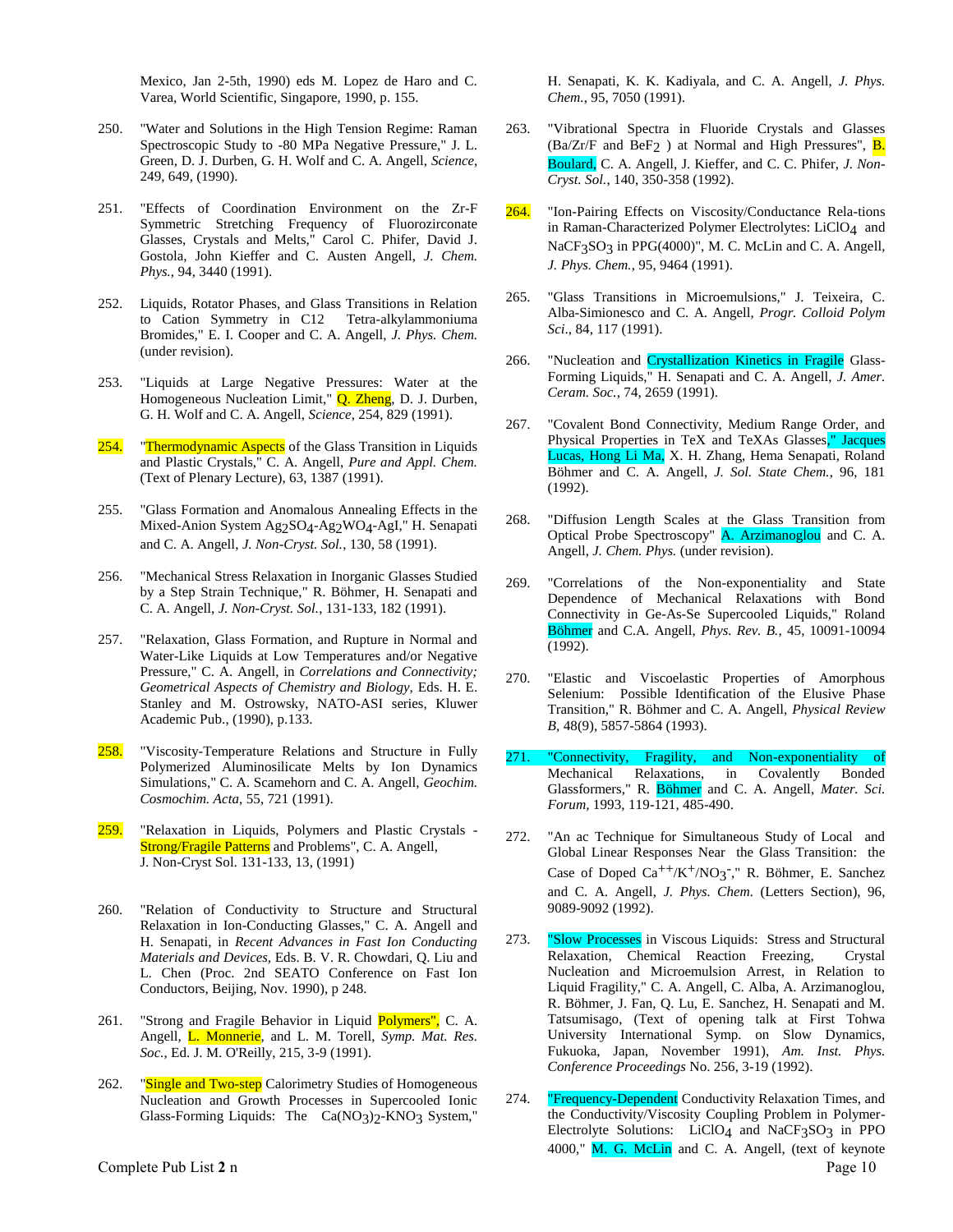Mexico, Jan 2-5th, 1990) eds M. Lopez de Haro and C. Varea, World Scientific, Singapore, 1990, p. 155.

250. "Water and Solutions in the High Tension Regime: Raman Spectroscopic Study to -80 MPa Negative Pressure," J. L. Green, D. J. Durben, G. H. Wolf and C. A. Angell, *Science*, 249, 649, (1990).

251. "Effects of Coordination Environment on the Zr-F Symmetric Stretching Frequency of Fluorozirconate Glasses, Crystals and Melts," Carol C. Phifer, David J. Gostola, John Kieffer and C. Austen Angell, *J. Chem. Phys.*, 94, 3440 (1991).

252. Liquids, Rotator Phases, and Glass Transitions in Relation to Cation Symmetry in C12 Tetra-alkylammoniuma Bromides," E. I. Cooper and C. A. Angell, *J. Phys. Chem.* (under revision).

253. "Liquids at Large Negative Pressures: Water at the Homogeneous Nucleation Limit," Q. Zheng, D. J. Durben, G. H. Wolf and C. A. Angell, *Science*, 254, 829 (1991).

254. "Thermodynamic Aspects of the Glass Transition in Liquids and Plastic Crystals," C. A. Angell, *Pure and Appl. Chem.* (Text of Plenary Lecture), 63, 1387 (1991).

255. "Glass Formation and Anomalous Annealing Effects in the Mixed-Anion System $Ag_2SO_4$-$Ag_2WO_4$-AgI," H. Senapati and C. A. Angell, *J. Non-Cryst. Sol.*, 130, 58 (1991).

256. "Mechanical Stress Relaxation in Inorganic Glasses Studied by a Step Strain Technique," R. Böhmer, H. Senapati and C. A. Angell, *J. Non-Cryst. Sol.*, 131-133, 182 (1991).

257. "Relaxation, Glass Formation, and Rupture in Normal and Water-Like Liquids at Low Temperatures and/or Negative Pressure," C. A. Angell, in *Correlations and Connectivity; Geometrical Aspects of Chemistry and Biology*, Eds. H. E. Stanley and M. Ostrowsky, NATO-ASI series, Kluwer Academic Pub., (1990), p.133.

258. "Viscosity-Temperature Relations and Structure in Fully Polymerized Aluminosilicate Melts by Ion Dynamics Simulations," C. A. Scamehorn and C. A. Angell, *Geochim. Cosmochim. Acta*, 55, 721 (1991).

259. "Relaxation in Liquids, Polymers and Plastic Crystals - Strong/Fragile Patterns and Problems", C. A. Angell, J. Non-Cryst Sol. 131-133, 13, (1991)

260. "Relation of Conductivity to Structure and Structural Relaxation in Ion-Conducting Glasses," C. A. Angell and H. Senapati, in *Recent Advances in Fast Ion Conducting Materials and Devices,* Eds. B. V. R. Chowdari, Q. Liu and L. Chen (Proc. 2nd SEATO Conference on Fast Ion Conductors, Beijing, Nov. 1990), p 248.

261. "Strong and Fragile Behavior in Liquid Polymers", C. A. Angell, L. Monnerie, and L. M. Torell, *Symp. Mat. Res. Soc.*, Ed. J. M. O'Reilly, 215, 3-9 (1991).

262. "Single and Two-step Calorimetry Studies of Homogeneous Nucleation and Growth Processes in Supercooled Ionic Glass-Forming Liquids: The $Ca(NO_3)_2$-$KNO_3$ System," H. Senapati, K. K. Kadiyala, and C. A. Angell, *J. Phys. Chem.*, 95, 7050 (1991).

263. "Vibrational Spectra in Fluoride Crystals and Glasses (Ba/Zr/F and $BeF_2$ ) at Normal and High Pressures", B. Boulard, C. A. Angell, J. Kieffer, and C. C. Phifer, *J. Non-Cryst. Sol.*, 140, 350-358 (1992).

264. "Ion-Pairing Effects on Viscosity/Conductance Rela-tions in Raman-Characterized Polymer Electrolytes: $LiClO_4$ and $NaCF_3SO_3$ in PPG(4000)", M. C. McLin and C. A. Angell, *J. Phys. Chem.*, 95, 9464 (1991).

265. "Glass Transitions in Microemulsions," J. Teixeira, C. Alba-Simionesco and C. A. Angell, *Progr. Colloid Polym Sci*., 84, 117 (1991).

266. "Nucleation and Crystallization Kinetics in Fragile Glass-Forming Liquids," H. Senapati and C. A. Angell, *J. Amer. Ceram. Soc.*, 74, 2659 (1991).

267. "Covalent Bond Connectivity, Medium Range Order, and Physical Properties in TeX and TeXAs Glasses," Jacques Lucas, Hong Li Ma, X. H. Zhang, Hema Senapati, Roland Böhmer and C. A. Angell, *J. Sol. State Chem.*, 96, 181 (1992).

268. "Diffusion Length Scales at the Glass Transition from Optical Probe Spectroscopy" A. Arzimanoglou and C. A. Angell, *J. Chem. Phys.* (under revision).

269. "Correlations of the Non-exponentiality and State Dependence of Mechanical Relaxations with Bond Connectivity in Ge-As-Se Supercooled Liquids," Roland Böhmer and C.A. Angell, *Phys. Rev. B.*, 45, 10091-10094 (1992).

270. "Elastic and Viscoelastic Properties of Amorphous Selenium: Possible Identification of the Elusive Phase Transition," R. Böhmer and C. A. Angell, *Physical Review B*, 48(9), 5857-5864 (1993).

271. "Connectivity, Fragility, and Non-exponentiality of Mechanical Relaxations, in Covalently Bonded Glassformers," R. Böhmer and C. A. Angell, *Mater. Sci. Forum*, 1993, 119-121, 485-490.

272. "An ac Technique for Simultaneous Study of Local and Global Linear Responses Near the Glass Transition: the Case of Doped $Ca^{++}/K^{+}/NO_3^{-}$," R. Böhmer, E. Sanchez and C. A. Angell, *J. Phys. Chem.* (Letters Section), 96, 9089-9092 (1992).

273. "Slow Processes in Viscous Liquids: Stress and Structural Relaxation, Chemical Reaction Freezing, Crystal Nucleation and Microemulsion Arrest, in Relation to Liquid Fragility," C. A. Angell, C. Alba, A. Arzimanoglou, R. Böhmer, J. Fan, Q. Lu, E. Sanchez, H. Senapati and M. Tatsumisago, (Text of opening talk at First Tohwa University International Symp. on Slow Dynamics, Fukuoka, Japan, November 1991), *Am. Inst. Phys. Conference Proceedings* No. 256, 3-19 (1992).

274. "Frequency-Dependent Conductivity Relaxation Times, and the Conductivity/Viscosity Coupling Problem in Polymer-Electrolyte Solutions: $LiClO_4$ and $NaCF_3SO_3$ in PPO 4000," M. G. McLin and C. A. Angell, (text of keynote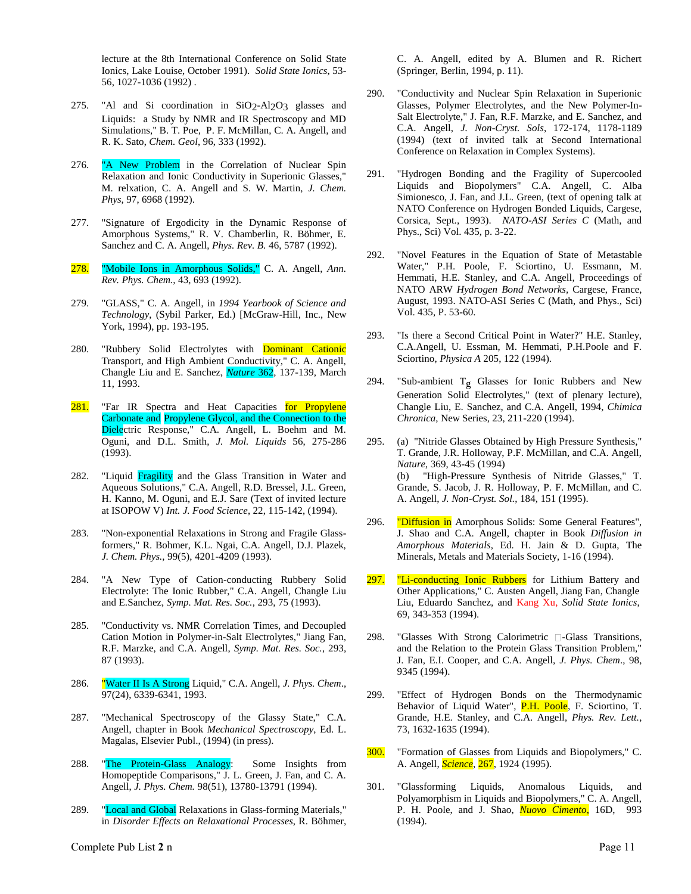lecture at the 8th International Conference on Solid State Ionics, Lake Louise, October 1991). *Solid State Ionics*, 53-56, 1027-1036 (1992) .

275. "Al and Si coordination in $SiO_2$-$Al_2O_3$ glasses and Liquids: a Study by NMR and IR Spectroscopy and MD Simulations," B. T. Poe, P. F. McMillan, C. A. Angell, and R. K. Sato, *Chem. Geol*, 96, 333 (1992).

276. "A New Problem in the Correlation of Nuclear Spin Relaxation and Ionic Conductivity in Superionic Glasses," M. relxation, C. A. Angell and S. W. Martin, *J. Chem. Phys*, 97, 6968 (1992).

277. "Signature of Ergodicity in the Dynamic Response of Amorphous Systems," R. V. Chamberlin, R. Böhmer, E. Sanchez and C. A. Angell, *Phys. Rev. B.* 46, 5787 (1992).

278. "Mobile Ions in Amorphous Solids," C. A. Angell, *Ann. Rev. Phys. Chem.*, 43, 693 (1992).

279. "GLASS," C. A. Angell, in *1994 Yearbook of Science and Technology*, (Sybil Parker, Ed.) [McGraw-Hill, Inc., New York, 1994), pp. 193-195.

280. "Rubbery Solid Electrolytes with Dominant Cationic Transport, and High Ambient Conductivity," C. A. Angell, Changle Liu and E. Sanchez, *Nature* 362, 137-139, March 11, 1993.

281. "Far IR Spectra and Heat Capacities for Propylene Carbonate and Propylene Glycol, and the Connection to the Dielectric Response," C.A. Angell, L. Boehm and M. Oguni, and D.L. Smith, *J. Mol. Liquids* 56, 275-286 (1993).

282. "Liquid Fragility and the Glass Transition in Water and Aqueous Solutions," C.A. Angell, R.D. Bressel, J.L. Green, H. Kanno, M. Oguni, and E.J. Sare (Text of invited lecture at ISOPOW V) *Int. J. Food Science*, 22, 115-142, (1994).

283. "Non-exponential Relaxations in Strong and Fragile Glass-formers," R. Bohmer, K.L. Ngai, C.A. Angell, D.J. Plazek, *J. Chem. Phys.*, 99(5), 4201-4209 (1993).

284. "A New Type of Cation-conducting Rubbery Solid Electrolyte: The Ionic Rubber," C.A. Angell, Changle Liu and E.Sanchez, *Symp. Mat. Res. Soc.*, 293, 75 (1993).

285. "Conductivity vs. NMR Correlation Times, and Decoupled Cation Motion in Polymer-in-Salt Electrolytes," Jiang Fan, R.F. Marzke, and C.A. Angell, *Symp. Mat. Res. Soc.*, 293, 87 (1993).

286. "Water II Is A Strong Liquid," C.A. Angell, *J. Phys. Chem*., 97(24), 6339-6341, 1993.

287. "Mechanical Spectroscopy of the Glassy State," C.A. Angell, chapter in Book *Mechanical Spectroscopy*, Ed. L. Magalas, Elsevier Publ., (1994) (in press).

288. "The Protein-Glass Analogy: Some Insights from Homopeptide Comparisons," J. L. Green, J. Fan, and C. A. Angell, *J. Phys. Chem.* 98(51), 13780-13791 (1994).

289. "Local and Global Relaxations in Glass-forming Materials," in *Disorder Effects on Relaxational Processes*, R. Böhmer, C. A. Angell, edited by A. Blumen and R. Richert (Springer, Berlin, 1994, p. 11).

290. "Conductivity and Nuclear Spin Relaxation in Superionic Glasses, Polymer Electrolytes, and the New Polymer-In-Salt Electrolyte," J. Fan, R.F. Marzke, and E. Sanchez, and C.A. Angell, *J. Non-Cryst. Sols*, 172-174, 1178-1189 (1994) (text of invited talk at Second International Conference on Relaxation in Complex Systems).

291. "Hydrogen Bonding and the Fragility of Supercooled Liquids and Biopolymers" C.A. Angell, C. Alba Simionesco, J. Fan, and J.L. Green, (text of opening talk at NATO Conference on Hydrogen Bonded Liquids, Cargese, Corsica, Sept., 1993). *NATO-ASI Series C* (Math, and Phys., Sci) Vol. 435, p. 3-22.

292. "Novel Features in the Equation of State of Metastable Water," P.H. Poole, F. Sciortino, U. Essmann, M. Hemmati, H.E. Stanley, and C.A. Angell, Proceedings of NATO ARW *Hydrogen Bond Networks*, Cargese, France, August, 1993. NATO-ASI Series C (Math, and Phys., Sci) Vol. 435, P. 53-60.

293. "Is there a Second Critical Point in Water?" H.E. Stanley, C.A.Angell, U. Essman, M. Hemmati, P.H.Poole and F. Sciortino, *Physica A* 205, 122 (1994).

294. "Sub-ambient $T_g$ Glasses for Ionic Rubbers and New Generation Solid Electrolytes," (text of plenary lecture), Changle Liu, E. Sanchez, and C.A. Angell, 1994, *Chimica Chronica*, New Series, 23, 211-220 (1994).

295. (a) "Nitride Glasses Obtained by High Pressure Synthesis," T. Grande, J.R. Holloway, P.F. McMillan, and C.A. Angell, *Nature*, 369, 43-45 (1994)
(b) "High-Pressure Synthesis of Nitride Glasses," T. Grande, S. Jacob, J. R. Holloway, P. F. McMillan, and C. A. Angell, *J. Non-Cryst. Sol.*, 184, 151 (1995).

296. "Diffusion in Amorphous Solids: Some General Features", J. Shao and C.A. Angell, chapter in Book *Diffusion in Amorphous Materials*, Ed. H. Jain & D. Gupta, The Minerals, Metals and Materials Society, 1-16 (1994).

297. "Li-conducting Ionic Rubbers for Lithium Battery and Other Applications," C. Austen Angell, Jiang Fan, Changle Liu, Eduardo Sanchez, and Kang Xu, *Solid State Ionics*, 69, 343-353 (1994).

298. "Glasses With Strong Calorimetric □-Glass Transitions, and the Relation to the Protein Glass Transition Problem," J. Fan, E.I. Cooper, and C.A. Angell, *J. Phys. Chem*., 98, 9345 (1994).

299. "Effect of Hydrogen Bonds on the Thermodynamic Behavior of Liquid Water", P.H. Poole, F. Sciortino, T. Grande, H.E. Stanley, and C.A. Angell, *Phys. Rev. Lett.*, 73, 1632-1635 (1994).

300. "Formation of Glasses from Liquids and Biopolymers," C. A. Angell, *Science*, 267, 1924 (1995).

301. "Glassforming Liquids, Anomalous Liquids, and Polyamorphism in Liquids and Biopolymers," C. A. Angell, P. H. Poole, and J. Shao, *Nuovo Cimento*, 16D, 993 (1994).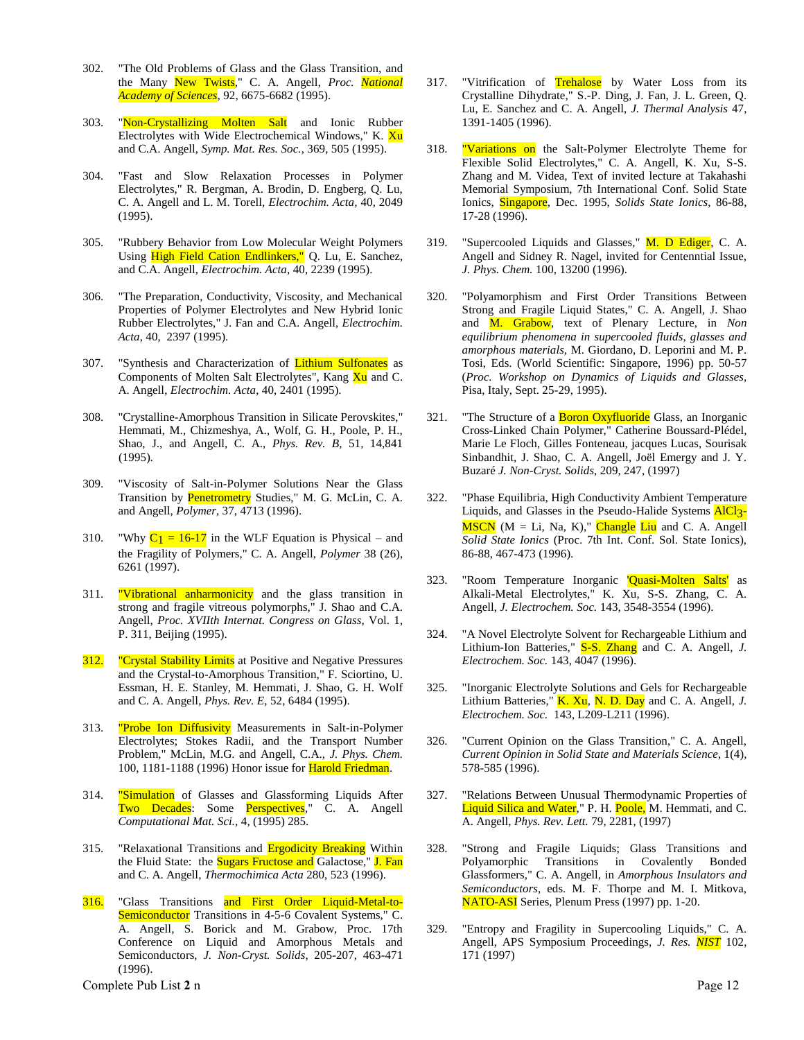302. "The Old Problems of Glass and the Glass Transition, and the Many New Twists," C. A. Angell, *Proc. National Academy of Sciences*, 92, 6675-6682 (1995).

303. "Non-Crystallizing Molten Salt and Ionic Rubber Electrolytes with Wide Electrochemical Windows," K. Xu and C.A. Angell, *Symp. Mat. Res. Soc.*, 369, 505 (1995).

304. "Fast and Slow Relaxation Processes in Polymer Electrolytes," R. Bergman, A. Brodin, D. Engberg, Q. Lu, C. A. Angell and L. M. Torell, *Electrochim. Acta*, 40, 2049 (1995).

305. "Rubbery Behavior from Low Molecular Weight Polymers Using High Field Cation Endlinkers," Q. Lu, E. Sanchez, and C.A. Angell, *Electrochim. Acta*, 40, 2239 (1995).

306. "The Preparation, Conductivity, Viscosity, and Mechanical Properties of Polymer Electrolytes and New Hybrid Ionic Rubber Electrolytes," J. Fan and C.A. Angell, *Electrochim. Acta*, 40, 2397 (1995).

307. "Synthesis and Characterization of Lithium Sulfonates as Components of Molten Salt Electrolytes", Kang Xu and C. A. Angell, *Electrochim. Acta*, 40, 2401 (1995).

308. "Crystalline-Amorphous Transition in Silicate Perovskites," Hemmati, M., Chizmeshya, A., Wolf, G. H., Poole, P. H., Shao, J., and Angell, C. A., *Phys. Rev. B*, 51, 14,841 (1995).

309. "Viscosity of Salt-in-Polymer Solutions Near the Glass Transition by Penetrometry Studies," M. G. McLin, C. A. and Angell, *Polymer*, 37, 4713 (1996).

310. "Why $C_1$ = 16-17 in the WLF Equation is Physical – and the Fragility of Polymers," C. A. Angell, *Polymer* 38 (26), 6261 (1997).

311. "Vibrational anharmonicity and the glass transition in strong and fragile vitreous polymorphs," J. Shao and C.A. Angell, *Proc. XVIIth Internat. Congress on Glass*, Vol. 1, P. 311, Beijing (1995).

312. "Crystal Stability Limits at Positive and Negative Pressures and the Crystal-to-Amorphous Transition," F. Sciortino, U. Essman, H. E. Stanley, M. Hemmati, J. Shao, G. H. Wolf and C. A. Angell, *Phys. Rev. E*, 52, 6484 (1995).

313. "Probe Ion Diffusivity Measurements in Salt-in-Polymer Electrolytes; Stokes Radii, and the Transport Number Problem," McLin, M.G. and Angell, C.A., *J. Phys. Chem.* 100, 1181-1188 (1996) Honor issue for Harold Friedman.

314. "Simulation of Glasses and Glassforming Liquids After Two Decades: Some Perspectives," C. A. Angell *Computational Mat. Sci.*, 4, (1995) 285.

315. "Relaxational Transitions and Ergodicity Breaking Within the Fluid State: the Sugars Fructose and Galactose," J. Fan and C. A. Angell, *Thermochimica Acta* 280, 523 (1996).

316. "Glass Transitions and First Order Liquid-Metal-to-Semiconductor Transitions in 4-5-6 Covalent Systems," C. A. Angell, S. Borick and M. Grabow, Proc. 17th Conference on Liquid and Amorphous Metals and Semiconductors, *J. Non-Cryst. Solids*, 205-207, 463-471 (1996).

317. "Vitrification of Trehalose by Water Loss from its Crystalline Dihydrate," S.-P. Ding, J. Fan, J. L. Green, Q. Lu, E. Sanchez and C. A. Angell, *J. Thermal Analysis* 47, 1391-1405 (1996).

318. "Variations on the Salt-Polymer Electrolyte Theme for Flexible Solid Electrolytes," C. A. Angell, K. Xu, S-S. Zhang and M. Videa, Text of invited lecture at Takahashi Memorial Symposium, 7th International Conf. Solid State Ionics, Singapore, Dec. 1995, *Solids State Ionics*, 86-88, 17-28 (1996).

319. "Supercooled Liquids and Glasses," M. D Ediger, C. A. Angell and Sidney R. Nagel, invited for Centenntial Issue, *J. Phys. Chem.* 100, 13200 (1996).

320. "Polyamorphism and First Order Transitions Between Strong and Fragile Liquid States," C. A. Angell, J. Shao and M. Grabow, text of Plenary Lecture, in *Non equilibrium phenomena in supercooled fluids, glasses and amorphous materials,* M. Giordano, D. Leporini and M. P. Tosi, Eds. (World Scientific: Singapore, 1996) pp. 50-57 (*Proc. Workshop on Dynamics of Liquids and Glasses,* Pisa, Italy, Sept. 25-29, 1995).

321. "The Structure of a Boron Oxyfluoride Glass, an Inorganic Cross-Linked Chain Polymer," Catherine Boussard-Plédel, Marie Le Floch, Gilles Fonteneau, jacques Lucas, Sourisak Sinbandhit, J. Shao, C. A. Angell, Joël Emergy and J. Y. Buzaré *J. Non-Cryst. Solids*, 209, 247, (1997)

322. "Phase Equilibria, High Conductivity Ambient Temperature Liquids, and Glasses in the Pseudo-Halide Systems $AlCl_3$-MSCN (M = Li, Na, K)," Changle Liu and C. A. Angell *Solid State Ionics* (Proc. 7th Int. Conf. Sol. State Ionics), 86-88, 467-473 (1996).

323. "Room Temperature Inorganic 'Quasi-Molten Salts' as Alkali-Metal Electrolytes," K. Xu, S-S. Zhang, C. A. Angell, *J. Electrochem. Soc.* 143, 3548-3554 (1996).

324. "A Novel Electrolyte Solvent for Rechargeable Lithium and Lithium-Ion Batteries," S-S. Zhang and C. A. Angell, *J. Electrochem. Soc.* 143, 4047 (1996).

325. "Inorganic Electrolyte Solutions and Gels for Rechargeable Lithium Batteries," K. Xu, N. D. Day and C. A. Angell, *J. Electrochem. Soc.* 143, L209-L211 (1996).

326. "Current Opinion on the Glass Transition," C. A. Angell, *Current Opinion in Solid State and Materials Science*, 1(4), 578-585 (1996).

327. "Relations Between Unusual Thermodynamic Properties of Liquid Silica and Water," P. H. Poole, M. Hemmati, and C. A. Angell, *Phys. Rev. Lett.* 79, 2281, (1997)

328. "Strong and Fragile Liquids; Glass Transitions and Polyamorphic Transitions in Covalently Bonded Glassformers," C. A. Angell, in *Amorphous Insulators and Semiconductors*, eds. M. F. Thorpe and M. I. Mitkova, NATO-ASI Series, Plenum Press (1997) pp. 1-20.

329. "Entropy and Fragility in Supercooling Liquids," C. A. Angell, APS Symposium Proceedings, *J. Res. NIST* 102, 171 (1997)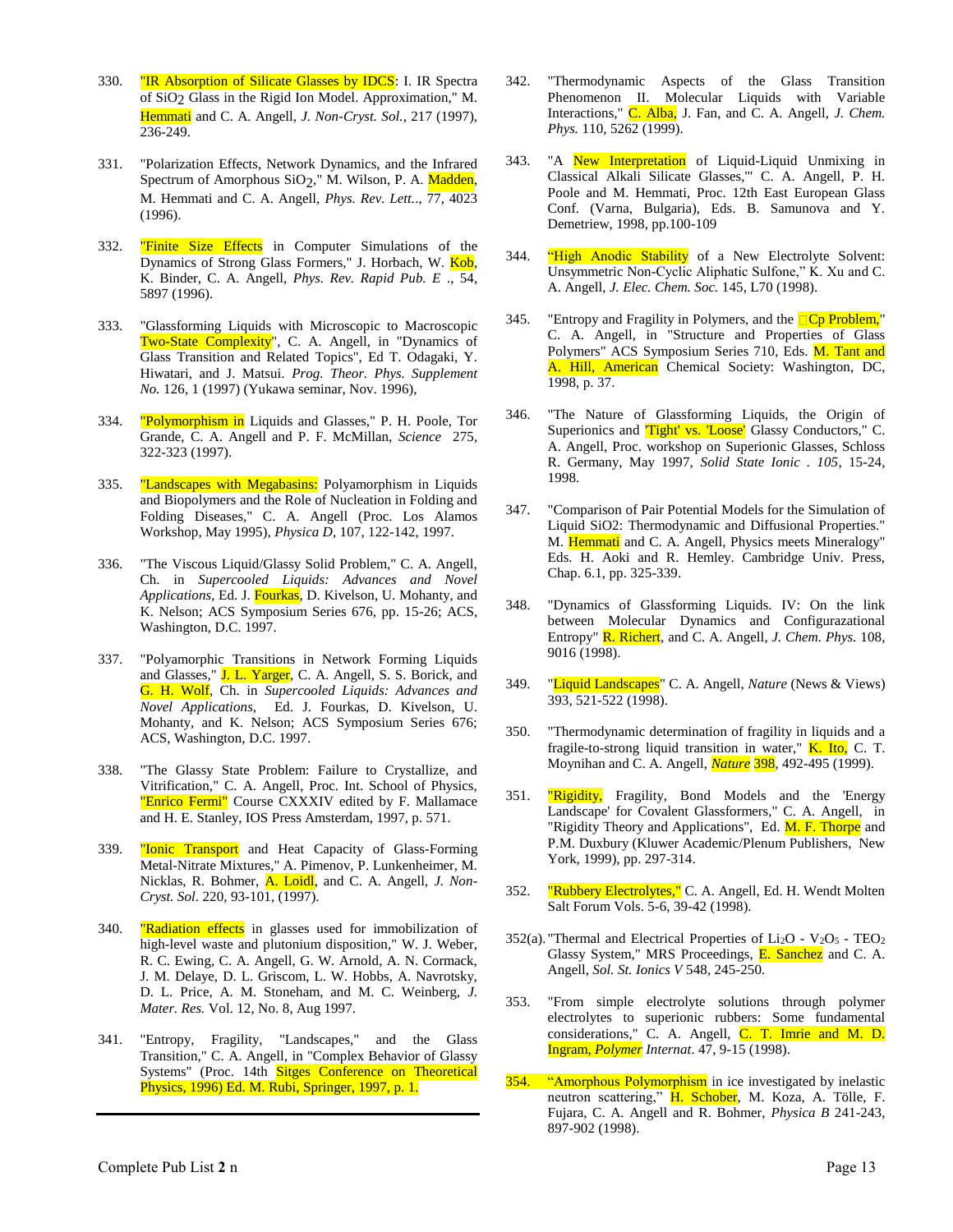330. "IR Absorption of Silicate Glasses by IDCS: I. IR Spectra of $SiO_2$ Glass in the Rigid Ion Model. Approximation," M. Hemmati and C. A. Angell, *J. Non-Cryst. Sol.*, 217 (1997), 236-249.

331. "Polarization Effects, Network Dynamics, and the Infrared Spectrum of Amorphous $SiO_2$," M. Wilson, P. A. Madden, M. Hemmati and C. A. Angell, *Phys. Rev. Lett.*., 77, 4023 (1996).

332. "Finite Size Effects in Computer Simulations of the Dynamics of Strong Glass Formers," J. Horbach, W. Kob, K. Binder, C. A. Angell, *Phys. Rev. Rapid Pub. E* ., 54, 5897 (1996).

333. "Glassforming Liquids with Microscopic to Macroscopic Two-State Complexity", C. A. Angell, in "Dynamics of Glass Transition and Related Topics", Ed T. Odagaki, Y. Hiwatari, and J. Matsui. *Prog. Theor. Phys. Supplement No.* 126, 1 (1997) (Yukawa seminar, Nov. 1996),

334. "Polymorphism in Liquids and Glasses," P. H. Poole, Tor Grande, C. A. Angell and P. F. McMillan, *Science* 275, 322-323 (1997).

335. "Landscapes with Megabasins: Polyamorphism in Liquids and Biopolymers and the Role of Nucleation in Folding and Folding Diseases," C. A. Angell (Proc. Los Alamos Workshop, May 1995), *Physica D*, 107, 122-142, 1997.

336. "The Viscous Liquid/Glassy Solid Problem," C. A. Angell, Ch. in *Supercooled Liquids: Advances and Novel Applications*, Ed. J. Fourkas, D. Kivelson, U. Mohanty, and K. Nelson; ACS Symposium Series 676, pp. 15-26; ACS, Washington, D.C. 1997.

337. "Polyamorphic Transitions in Network Forming Liquids and Glasses," J. L. Yarger, C. A. Angell, S. S. Borick, and G. H. Wolf, Ch. in *Supercooled Liquids: Advances and Novel Applications*, Ed. J. Fourkas, D. Kivelson, U. Mohanty, and K. Nelson; ACS Symposium Series 676; ACS, Washington, D.C. 1997.

338. "The Glassy State Problem: Failure to Crystallize, and Vitrification," C. A. Angell, Proc. Int. School of Physics, "Enrico Fermi" Course CXXXIV edited by F. Mallamace and H. E. Stanley, IOS Press Amsterdam, 1997, p. 571.

339. "Ionic Transport and Heat Capacity of Glass-Forming Metal-Nitrate Mixtures," A. Pimenov, P. Lunkenheimer, M. Nicklas, R. Bohmer, A. Loidl, and C. A. Angell, *J. Non-Cryst. Sol*. 220, 93-101, (1997).

340. "Radiation effects in glasses used for immobilization of high-level waste and plutonium disposition," W. J. Weber, R. C. Ewing, C. A. Angell, G. W. Arnold, A. N. Cormack, J. M. Delaye, D. L. Griscom, L. W. Hobbs, A. Navrotsky, D. L. Price, A. M. Stoneham, and M. C. Weinberg, *J. Mater. Res.* Vol. 12, No. 8, Aug 1997.

341. "Entropy, Fragility, "Landscapes," and the Glass Transition," C. A. Angell, in "Complex Behavior of Glassy Systems" (Proc. 14th Sitges Conference on Theoretical Physics, 1996) Ed. M. Rubi, Springer, 1997, p. 1.

342. "Thermodynamic Aspects of the Glass Transition Phenomenon II. Molecular Liquids with Variable Interactions," C. Alba, J. Fan, and C. A. Angell, *J. Chem. Phys.* 110, 5262 (1999).

343. "A New Interpretation of Liquid-Liquid Unmixing in Classical Alkali Silicate Glasses,"' C. A. Angell, P. H. Poole and M. Hemmati, Proc. 12th East European Glass Conf. (Varna, Bulgaria), Eds. B. Samunova and Y. Demetriew, 1998, pp.100-109

344. "High Anodic Stability of a New Electrolyte Solvent: Unsymmetric Non-Cyclic Aliphatic Sulfone," K. Xu and C. A. Angell, *J. Elec. Chem. Soc.* 145, L70 (1998).

345. "Entropy and Fragility in Polymers, and the □Cp Problem," C. A. Angell, in "Structure and Properties of Glass Polymers" ACS Symposium Series 710, Eds. M. Tant and A. Hill, American Chemical Society: Washington, DC, 1998, p. 37.

346. "The Nature of Glassforming Liquids, the Origin of Superionics and 'Tight' vs. 'Loose' Glassy Conductors," C. A. Angell, Proc. workshop on Superionic Glasses, Schloss R. Germany, May 1997, *Solid State Ionic . 105*, 15-24, 1998.

347. "Comparison of Pair Potential Models for the Simulation of Liquid SiO2: Thermodynamic and Diffusional Properties." M. Hemmati and C. A. Angell, Physics meets Mineralogy" Eds. H. Aoki and R. Hemley. Cambridge Univ. Press, Chap. 6.1, pp. 325-339.

348. "Dynamics of Glassforming Liquids. IV: On the link between Molecular Dynamics and Configurazational Entropy" R. Richert, and C. A. Angell, *J. Chem. Phys.* 108, 9016 (1998).

349. "Liquid Landscapes" C. A. Angell, *Nature* (News & Views) 393, 521-522 (1998).

350. "Thermodynamic determination of fragility in liquids and a fragile-to-strong liquid transition in water," K. Ito, C. T. Moynihan and C. A. Angell, ***Nature*** **398**, 492-495 (1999).

351. "Rigidity, Fragility, Bond Models and the 'Energy Landscape' for Covalent Glassformers," C. A. Angell, in "Rigidity Theory and Applications", Ed. M. F. Thorpe and P.M. Duxbury (Kluwer Academic/Plenum Publishers, New York, 1999), pp. 297-314.

352. "Rubbery Electrolytes," C. A. Angell, Ed. H. Wendt Molten Salt Forum Vols. 5-6, 39-42 (1998).

352(a). "Thermal and Electrical Properties of $Li_2O$ - $V_2O_5$ - $TEO_2$ Glassy System," MRS Proceedings, E. Sanchez and C. A. Angell, *Sol. St. Ionics V* 548, 245-250.

353. "From simple electrolyte solutions through polymer electrolytes to superionic rubbers: Some fundamental considerations," C. A. Angell, C. T. Imrie and M. D. Ingram, *Polymer Internat.* 47, 9-15 (1998).

354. "Amorphous Polymorphism in ice investigated by inelastic neutron scattering," H. Schober, M. Koza, A. Tölle, F. Fujara, C. A. Angell and R. Bohmer, *Physica B* 241-243, 897-902 (1998).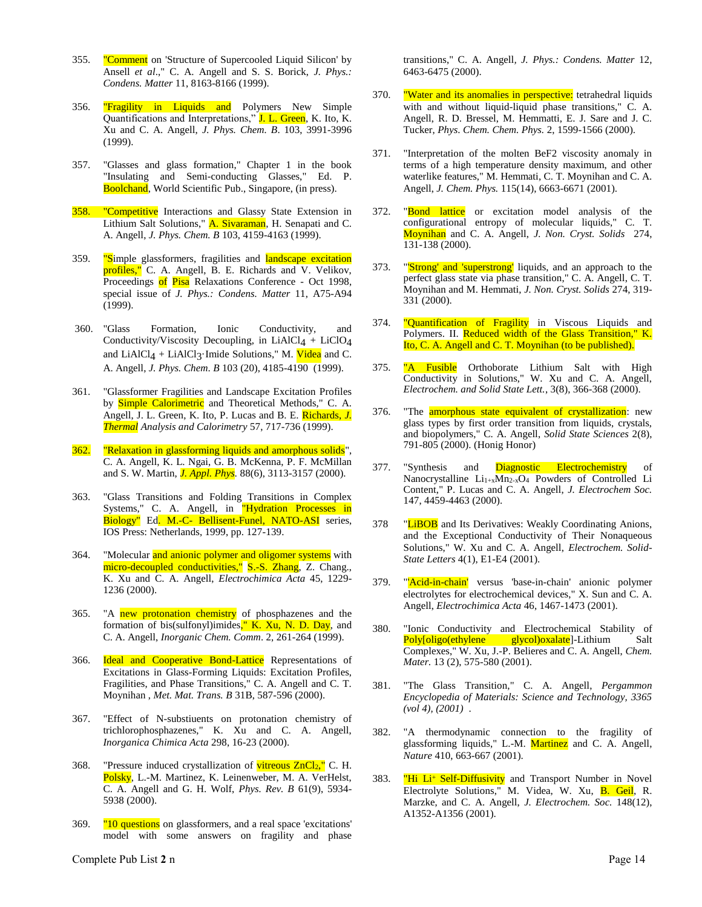355. "Comment on 'Structure of Supercooled Liquid Silicon' by Ansell *et al*.," C. A. Angell and S. S. Borick, *J. Phys.: Condens. Matter* 11, 8163-8166 (1999).

356. "Fragility in Liquids and Polymers New Simple Quantifications and Interpretations," J. L. Green, K. Ito, K. Xu and C. A. Angell, *J. Phys. Chem. B*. 103, 3991-3996 (1999).

357. "Glasses and glass formation," Chapter 1 in the book "Insulating and Semi-conducting Glasses," Ed. P. Boolchand, World Scientific Pub., Singapore, (in press).

358. "Competitive Interactions and Glassy State Extension in Lithium Salt Solutions," A. Sivaraman, H. Senapati and C. A. Angell, *J. Phys. Chem. B* 103, 4159-4163 (1999).

359. "Simple glassformers, fragilities and landscape excitation profiles," C. A. Angell, B. E. Richards and V. Velikov, Proceedings of Pisa Relaxations Conference - Oct 1998, special issue of *J. Phys.: Condens. Matter* 11, A75-A94 (1999).

360. "Glass Formation, Ionic Conductivity, and Conductivity/Viscosity Decoupling, in $LiAlCl_4$ + $LiClO_4$ and $LiAlCl_4$ + $LiAlCl_3$·Imide Solutions," M. Videa and C. A. Angell, *J. Phys. Chem. B* 103 (20), 4185-4190 (1999).

361. "Glassformer Fragilities and Landscape Excitation Profiles by Simple Calorimetric and Theoretical Methods," C. A. Angell, J. L. Green, K. Ito, P. Lucas and B. E. Richards, *J. Thermal Analysis and Calorimetry* 57, 717-736 (1999).

362. "Relaxation in glassforming liquids and amorphous solids", C. A. Angell, K. L. Ngai, G. B. McKenna, P. F. McMillan and S. W. Martin, *J. Appl. Phys.* 88(6), 3113-3157 (2000).

363. "Glass Transitions and Folding Transitions in Complex Systems," C. A. Angell, in "Hydration Processes in Biology" Ed. M.-C- Bellisent-Funel, NATO-ASI series, IOS Press: Netherlands, 1999, pp. 127-139.

364. "Molecular and anionic polymer and oligomer systems with micro-decoupled conductivities," S.-S. Zhang, Z. Chang., K. Xu and C. A. Angell, *Electrochimica Acta* 45, 1229-1236 (2000).

365. "A new protonation chemistry of phosphazenes and the formation of bis(sulfonyl)imides," K. Xu, N. D. Day, and C. A. Angell, *Inorganic Chem. Comm*. 2, 261-264 (1999).

366. Ideal and Cooperative Bond-Lattice Representations of Excitations in Glass-Forming Liquids: Excitation Profiles, Fragilities, and Phase Transitions," C. A. Angell and C. T. Moynihan , *Met. Mat. Trans. B* 31B, 587-596 (2000).

367. "Effect of N-substiuents on protonation chemistry of trichlorophosphazenes," K. Xu and C. A. Angell, *Inorganica Chimica Acta* 298, 16-23 (2000).

368. "Pressure induced crystallization of vitreous $ZnCl_2$," C. H. Polsky, L.-M. Martinez, K. Leinenweber, M. A. VerHelst, C. A. Angell and G. H. Wolf, *Phys. Rev. B* 61(9), 5934-5938 (2000).

369. "10 questions on glassformers, and a real space 'excitations' model with some answers on fragility and phase transitions," C. A. Angell, *J. Phys.: Condens. Matter* 12, 6463-6475 (2000).

370. "Water and its anomalies in perspective: tetrahedral liquids with and without liquid-liquid phase transitions," C. A. Angell, R. D. Bressel, M. Hemmatti, E. J. Sare and J. C. Tucker, *Phys. Chem. Chem. Phys.* 2, 1599-1566 (2000).

371. "Interpretation of the molten BeF2 viscosity anomaly in terms of a high temperature density maximum, and other waterlike features," M. Hemmati, C. T. Moynihan and C. A. Angell, *J. Chem. Phys.* 115(14), 6663-6671 (2001).

372. "Bond lattice or excitation model analysis of the configurational entropy of molecular liquids," C. T. Moynihan and C. A. Angell, *J. Non. Cryst. Solids* 274, 131-138 (2000).

373. "'Strong' and 'superstrong' liquids, and an approach to the perfect glass state via phase transition," C. A. Angell, C. T. Moynihan and M. Hemmati, *J. Non. Cryst. Solids* 274, 319-331 (2000).

374. "Quantification of Fragility in Viscous Liquids and Polymers. II. Reduced width of the Glass Transition," K. Ito, C. A. Angell and C. T. Moynihan (to be published).

375. "A Fusible Orthoborate Lithium Salt with High Conductivity in Solutions," W. Xu and C. A. Angell, *Electrochem. and Solid State Lett.*, 3(8), 366-368 (2000).

376. "The amorphous state equivalent of crystallization: new glass types by first order transition from liquids, crystals, and biopolymers," C. A. Angell, *Solid State Sciences* 2(8), 791-805 (2000). (Honig Honor)

377. "Synthesis and Diagnostic Electrochemistry of Nanocrystalline $Li_{1+x}Mn_{2-x}O_4$ Powders of Controlled Li Content," P. Lucas and C. A. Angell, *J. Electrochem Soc.* 147, 4459-4463 (2000).

378 "LiBOB and Its Derivatives: Weakly Coordinating Anions, and the Exceptional Conductivity of Their Nonaqueous Solutions," W. Xu and C. A. Angell, *Electrochem. Solid-State Letters* 4(1), E1-E4 (2001).

379. "'Acid-in-chain' versus 'base-in-chain' anionic polymer electrolytes for electrochemical devices," X. Sun and C. A. Angell, *Electrochimica Acta* 46, 1467-1473 (2001).

380. "Ionic Conductivity and Electrochemical Stability of Poly[oligo(ethylene glycol)oxalate]-Lithium Salt Complexes," W. Xu, J.-P. Belieres and C. A. Angell, *Chem. Mater.* 13 (2), 575-580 (2001).

381. "The Glass Transition," C. A. Angell, *Pergammon Encyclopedia of Materials: Science and Technology, 3365 (vol 4), (2001)* .

382. "A thermodynamic connection to the fragility of glassforming liquids," L.-M. Martinez and C. A. Angell, *Nature* 410, 663-667 (2001).

383. "Hi $Li^+$ Self-Diffusivity and Transport Number in Novel Electrolyte Solutions," M. Videa, W. Xu, B. Geil, R. Marzke, and C. A. Angell, *J. Electrochem. Soc.* 148(12), A1352-A1356 (2001).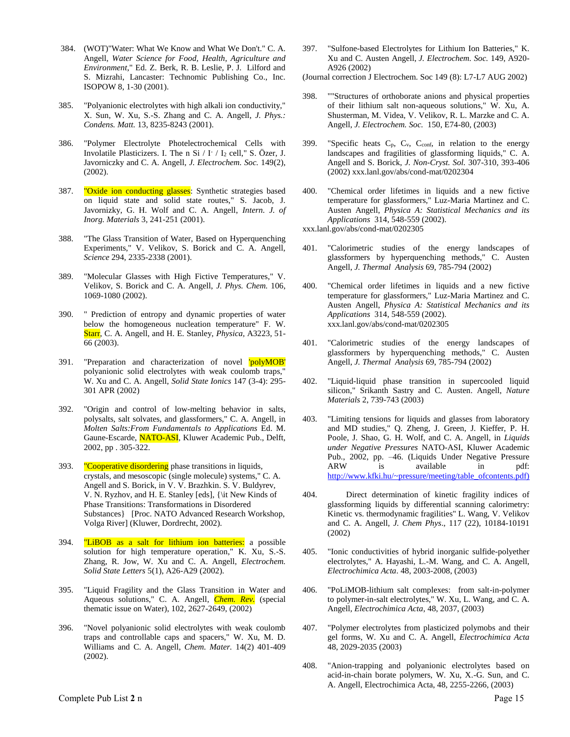384. (WOT)"Water: What We Know and What We Don't." C. A. Angell, *Water Science for Food, Health, Agriculture and Environment*," Ed. Z. Berk, R. B. Leslie, P. J. Lilford and S. Mizrahi, Lancaster: Technomic Publishing Co., Inc. ISOPOW 8, 1-30 (2001).

385. "Polyanionic electrolytes with high alkali ion conductivity," X. Sun, W. Xu, S.-S. Zhang and C. A. Angell, *J. Phys.: Condens. Matt.* 13, 8235-8243 (2001).

386. "Polymer Electrolyte Photelectrochemical Cells with Involatile Plasticizers. I. The n Si / $I^-$ / $I_2$ cell," S. Özer, J. Javorniczky and C. A. Angell, *J. Electrochem. Soc.* 149(2), (2002).

387. "Oxide ion conducting glasses: Synthetic strategies based on liquid state and solid state routes," S. Jacob, J. Javornizky, G. H. Wolf and C. A. Angell, *Intern. J. of Inorg. Materials* 3, 241-251 (2001).

388. "The Glass Transition of Water, Based on Hyperquenching Experiments," V. Velikov, S. Borick and C. A. Angell, *Science* 294, 2335-2338 (2001).

389. "Molecular Glasses with High Fictive Temperatures," V. Velikov, S. Borick and C. A. Angell, *J. Phys. Chem.* 106, 1069-1080 (2002).

390. " Prediction of entropy and dynamic properties of water below the homogeneous nucleation temperature" F. W. Starr, C. A. Angell, and H. E. Stanley, *Physica,* A3223, 51-66 (2003).

391. "Preparation and characterization of novel 'polyMOB' polyanionic solid electrolytes with weak coulomb traps," W. Xu and C. A. Angell, *Solid State Ionics* 147 (3-4): 295-301 APR (2002)

392. "Origin and control of low-melting behavior in salts, polysalts, salt solvates, and glassformers," C. A. Angell, in *Molten Salts:From Fundamentals to Applications* Ed. M. Gaune-Escarde, NATO-ASI, Kluwer Academic Pub., Delft, 2002, pp . 305-322.

393. "Cooperative disordering phase transitions in liquids, crystals, and mesoscopic (single molecule) systems," C. A. Angell and S. Borick, in V. V. Brazhkin. S. V. Buldyrev, V. N. Ryzhov, and H. E. Stanley [eds], {\it New Kinds of Phase Transitions: Transformations in Disordered Substances} [Proc. NATO Advanced Research Workshop, Volga River] (Kluwer, Dordrecht, 2002).

394. "LiBOB as a salt for lithium ion batteries: a possible solution for high temperature operation," K. Xu, S.-S. Zhang, R. Jow, W. Xu and C. A. Angell, *Electrochem. Solid State Letters* 5(1), A26-A29 (2002).

395. "Liquid Fragility and the Glass Transition in Water and Aqueous solutions," C. A. Angell, *Chem. Rev.* (special thematic issue on Water), 102, 2627-2649, (2002)

396. "Novel polyanionic solid electrolytes with weak coulomb traps and controllable caps and spacers," W. Xu, M. D. Williams and C. A. Angell, *Chem. Mater.* 14(2) 401-409 (2002).

397. "Sulfone-based Electrolytes for Lithium Ion Batteries," K. Xu and C. Austen Angell, *J. Electrochem. Soc.* 149, A920-A926 (2002)

(Journal correction J Electrochem. Soc 149 (8): L7-L7 AUG 2002)

398. ""Structures of orthoborate anions and physical properties of their lithium salt non-aqueous solutions," W. Xu, A. Shusterman, M. Videa, V. Velikov, R. L. Marzke and C. A. Angell, *J. Electrochem. Soc.* 150, E74-80, (2003)

399. "Specific heats $C_p$, $C_v$, $C_{conf}$, in relation to the energy landscapes and fragilities of glassforming liquids," C. A. Angell and S. Borick, *J. Non-Cryst. Sol.* 307-310, 393-406 (2002) xxx.lanl.gov/abs/cond-mat/0202304

400. "Chemical order lifetimes in liquids and a new fictive temperature for glassformers," Luz-Maria Martinez and C. Austen Angell, *Physica A: Statistical Mechanics and its Applications* 314, 548-559 (2002).
xxx.lanl.gov/abs/cond-mat/0202305

401. "Calorimetric studies of the energy landscapes of glassformers by hyperquenching methods," C. Austen Angell, *J. Thermal Analysis* 69, 785-794 (2002)

400. "Chemical order lifetimes in liquids and a new fictive temperature for glassformers," Luz-Maria Martinez and C. Austen Angell, *Physica A: Statistical Mechanics and its Applications* 314, 548-559 (2002). xxx.lanl.gov/abs/cond-mat/0202305

401. "Calorimetric studies of the energy landscapes of glassformers by hyperquenching methods," C. Austen Angell, *J. Thermal Analysis* 69, 785-794 (2002)

402. "Liquid-liquid phase transition in supercooled liquid silicon," Srikanth Sastry and C. Austen. Angell, *Nature Materials* 2, 739-743 (2003)

403. "Limiting tensions for liquids and glasses from laboratory and MD studies," Q. Zheng, J. Green, J. Kieffer, P. H. Poole, J. Shao, G. H. Wolf, and C. A. Angell, in *Liquids under Negative Pressures* NATO-ASI, Kluwer Academic Pub., 2002, pp. –46. (Liquids Under Negative Pressure ARW is available in pdf: http://www.kfki.hu/~pressure/meeting/table_ofcontents.pdf)

404. Direct determination of kinetic fragility indices of glassforming liquids by differential scanning calorimetry: Kinetic vs. thermodynamic fragilities" L. Wang, V. Velikov and C. A. Angell, *J. Chem Phys*., 117 (22), 10184-10191 (2002)

405. "Ionic conductivities of hybrid inorganic sulfide-polyether electrolytes," A. Hayashi, L.-M. Wang, and C. A. Angell, *Electrochimica Acta*. 48, 2003-2008, (2003)

406. "PoLiMOB-lithium salt complexes: from salt-in-polymer to polymer-in-salt electrolytes," W. Xu, L. Wang, and C. A. Angell, *Electrochimica Acta*, 48, 2037, (2003)

407. "Polymer electrolytes from plasticized polymobs and their gel forms, W. Xu and C. A. Angell, *Electrochimica Acta* 48, 2029-2035 (2003)

408. "Anion-trapping and polyanionic electrolytes based on acid-in-chain borate polymers, W. Xu, X.-G. Sun, and C. A. Angell, Electrochimica Acta, 48, 2255-2266, (2003)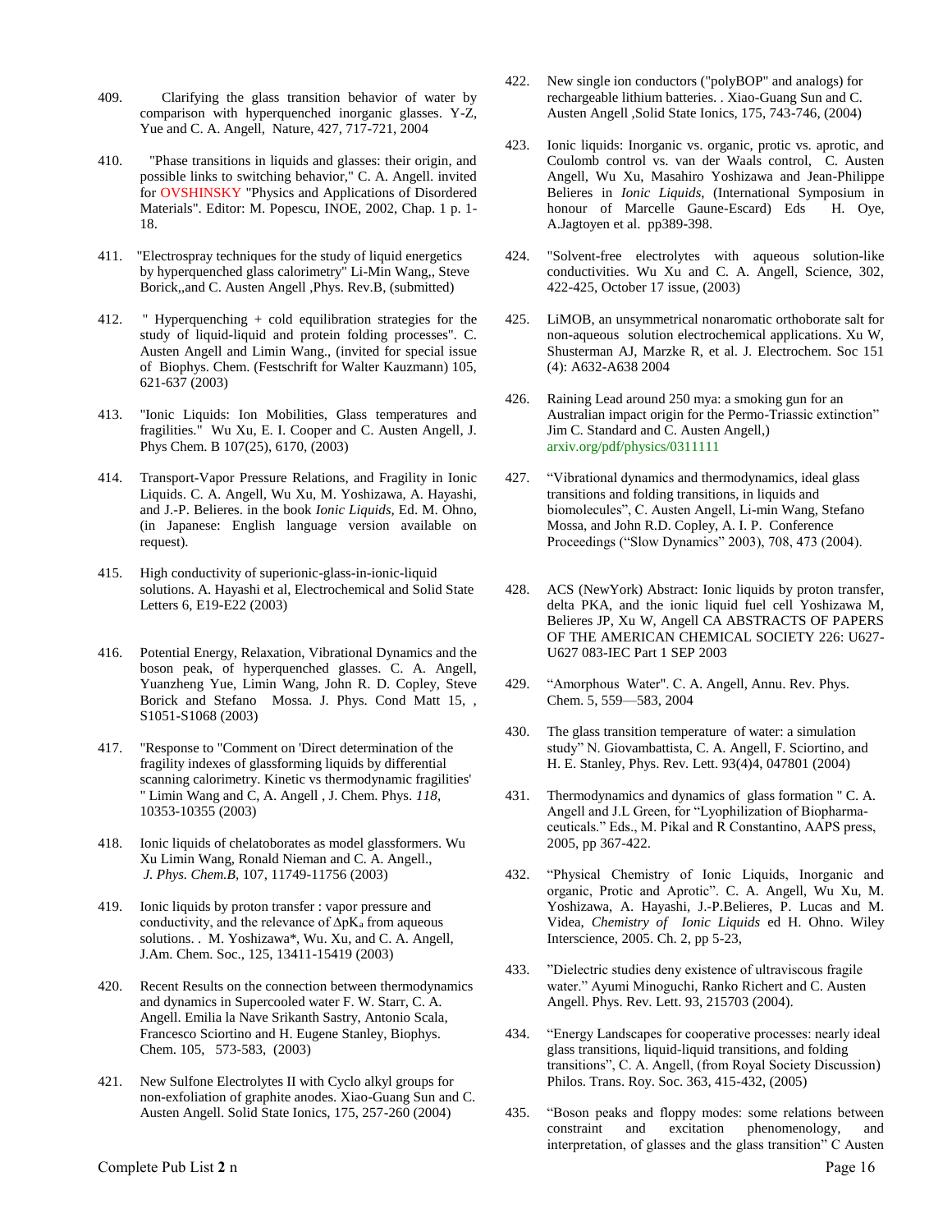409. Clarifying the glass transition behavior of water by comparison with hyperquenched inorganic glasses. Y-Z, Yue and C. A. Angell, Nature, 427, 717-721, 2004

410. "Phase transitions in liquids and glasses: their origin, and possible links to switching behavior," C. A. Angell. invited for OVSHINSKY "Physics and Applications of Disordered Materials". Editor: M. Popescu, INOE, 2002, Chap. 1 p. 1-18.

411. "Electrospray techniques for the study of liquid energetics by hyperquenched glass calorimetry" Li-Min Wang,, Steve Borick,,and C. Austen Angell ,Phys. Rev.B, (submitted)

412. " Hyperquenching + cold equilibration strategies for the study of liquid-liquid and protein folding processes". C. Austen Angell and Limin Wang., (invited for special issue of Biophys. Chem. (Festschrift for Walter Kauzmann) 105, 621-637 (2003)

413. "Ionic Liquids: Ion Mobilities, Glass temperatures and fragilities." Wu Xu, E. I. Cooper and C. Austen Angell, J. Phys Chem. B 107(25), 6170, (2003)

414. Transport-Vapor Pressure Relations, and Fragility in Ionic Liquids. C. A. Angell, Wu Xu, M. Yoshizawa, A. Hayashi, and J.-P. Belieres. in the book *Ionic Liquids*, Ed. M. Ohno, (in Japanese: English language version available on request).

415. High conductivity of superionic-glass-in-ionic-liquid solutions. A. Hayashi et al, Electrochemical and Solid State Letters 6, E19-E22 (2003)

416. Potential Energy, Relaxation, Vibrational Dynamics and the boson peak, of hyperquenched glasses. C. A. Angell, Yuanzheng Yue, Limin Wang, John R. D. Copley, Steve Borick and Stefano Mossa. J. Phys. Cond Matt 15, , S1051-S1068 (2003)

417. "Response to "Comment on 'Direct determination of the fragility indexes of glassforming liquids by differential scanning calorimetry. Kinetic vs thermodynamic fragilities' " Limin Wang and C, A. Angell , J. Chem. Phys. *118*, 10353-10355 (2003)

418. Ionic liquids of chelatoborates as model glassformers. Wu Xu Limin Wang, Ronald Nieman and C. A. Angell., *J. Phys. Chem.B*, 107, 11749-11756 (2003)

419. Ionic liquids by proton transfer : vapor pressure and conductivity, and the relevance of $\Delta pK_a$ from aqueous solutions. . M. Yoshizawa*, W. Xu, and C. A. Angell, J.Am. Chem. Soc., 125, 13411-15419 (2003)

420. Recent Results on the connection between thermodynamics and dynamics in Supercooled water F. W. Starr, C. A. Angell. Emilia la Nave Srikanth Sastry, Antonio Scala, Francesco Sciortino and H. Eugene Stanley, Biophys. Chem. 105, 573-583, (2003)

421. New Sulfone Electrolytes II with Cyclo alkyl groups for non-exfoliation of graphite anodes. Xiao-Guang Sun and C. Austen Angell. Solid State Ionics, 175, 257-260 (2004)

422. New single ion conductors ("polyBOP" and analogs) for rechargeable lithium batteries. . Xiao-Guang Sun and C. Austen Angell ,Solid State Ionics, 175, 743-746, (2004)

423. Ionic liquids: Inorganic vs. organic, protic vs. aprotic, and Coulomb control vs. van der Waals control, C. Austen Angell, Wu Xu, Masahiro Yoshizawa and Jean-Philippe Belieres in *Ionic Liquids*, (International Symposium in honour of Marcelle Gaune-Escard) Eds H. Oye, A.Jagtoyen et al. pp389-398.

424. "Solvent-free electrolytes with aqueous solution-like conductivities. Wu Xu and C. A. Angell, Science, 302, 422-425, October 17 issue, (2003)

425. LiMOB, an unsymmetrical nonaromatic orthoborate salt for non-aqueous solution electrochemical applications. Xu W, Shusterman AJ, Marzke R, et al. J. Electrochem. Soc 151 (4): A632-A638 2004

426. Raining Lead around 250 mya: a smoking gun for an Australian impact origin for the Permo-Triassic extinction" Jim C. Standard and C. Austen Angell,) arxiv.org/pdf/physics/0311111

427. "Vibrational dynamics and thermodynamics, ideal glass transitions and folding transitions, in liquids and biomolecules", C. Austen Angell, Li-min Wang, Stefano Mossa, and John R.D. Copley, A. I. P. Conference Proceedings ("Slow Dynamics" 2003), 708, 473 (2004).

428. ACS (NewYork) Abstract: Ionic liquids by proton transfer, delta PKA, and the ionic liquid fuel cell Yoshizawa M, Belieres JP, Xu W, Angell CA ABSTRACTS OF PAPERS OF THE AMERICAN CHEMICAL SOCIETY 226: U627-U627 083-IEC Part 1 SEP 2003

429. "Amorphous Water". C. A. Angell, Annu. Rev. Phys. Chem. 5, 559—583, 2004

430. The glass transition temperature of water: a simulation study" N. Giovambattista, C. A. Angell, F. Sciortino, and H. E. Stanley, Phys. Rev. Lett. 93(4)4, 047801 (2004)

431. Thermodynamics and dynamics of glass formation " C. A. Angell and J.L Green, for "Lyophilization of Biopharma-ceuticals." Eds., M. Pikal and R Constantino, AAPS press, 2005, pp 367-422.

432. "Physical Chemistry of Ionic Liquids, Inorganic and organic, Protic and Aprotic". C. A. Angell, Wu Xu, M. Yoshizawa, A. Hayashi, J.-P.Belieres, P. Lucas and M. Videa, *Chemistry of Ionic Liquids* ed H. Ohno. Wiley Interscience, 2005. Ch. 2, pp 5-23,

433. "Dielectric studies deny existence of ultraviscous fragile water." Ayumi Minoguchi, Ranko Richert and C. Austen Angell. Phys. Rev. Lett. 93, 215703 (2004).

434. "Energy Landscapes for cooperative processes: nearly ideal glass transitions, liquid-liquid transitions, and folding transitions", C. A. Angell, (from Royal Society Discussion) Philos. Trans. Roy. Soc. 363, 415-432, (2005)

435. "Boson peaks and floppy modes: some relations between constraint and excitation phenomenology, and interpretation, of glasses and the glass transition" C Austen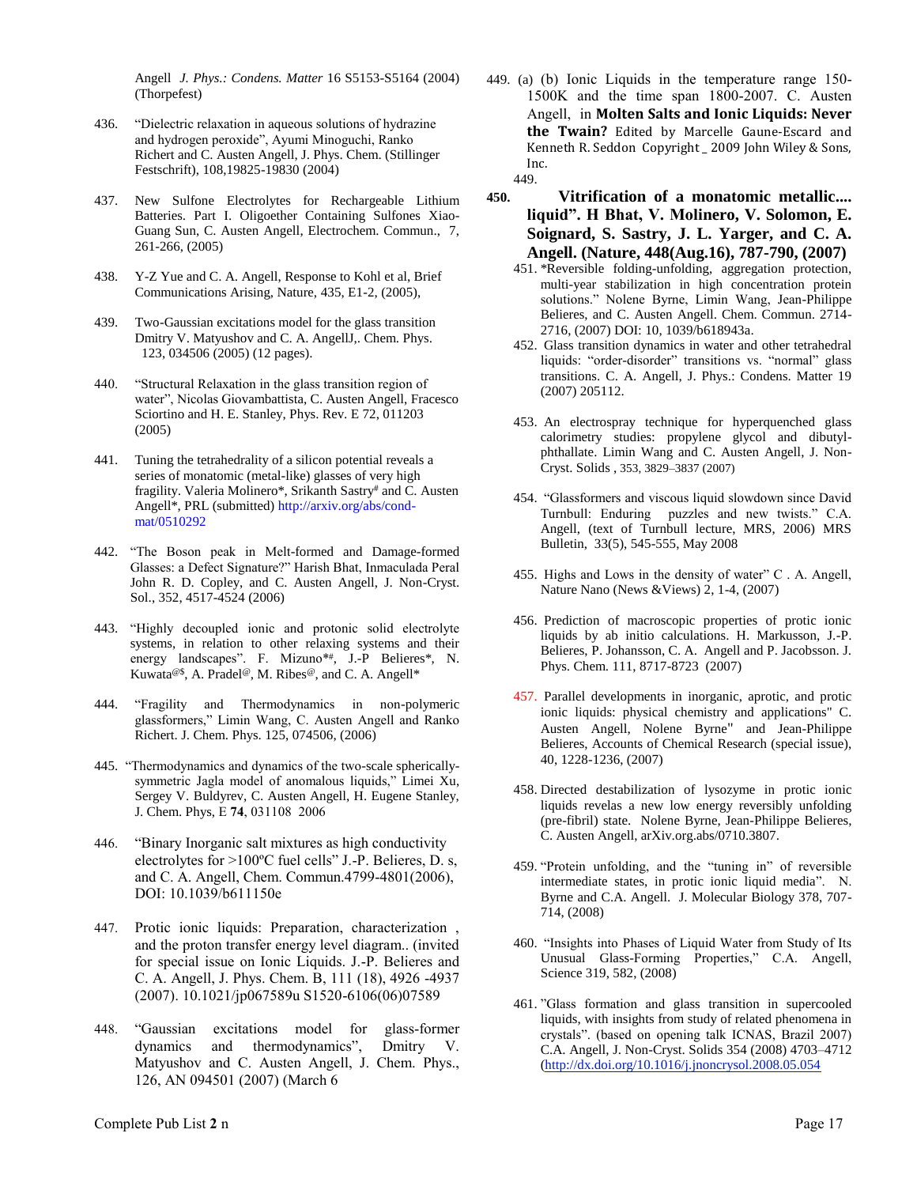Angell *J. Phys.: Condens. Matter* 16 S5153-S5164 (2004) (Thorpefest)

436. "Dielectric relaxation in aqueous solutions of hydrazine and hydrogen peroxide", Ayumi Minoguchi, Ranko Richert and C. Austen Angell, J. Phys. Chem. (Stillinger Festschrift), 108,19825-19830 (2004)

437. New Sulfone Electrolytes for Rechargeable Lithium Batteries. Part I. Oligoether Containing Sulfones Xiao-Guang Sun, C. Austen Angell, Electrochem. Commun., 7, 261-266, (2005)

438. Y-Z Yue and C. A. Angell, Response to Kohl et al, Brief Communications Arising, Nature, 435, E1-2, (2005),

439. Two-Gaussian excitations model for the glass transition Dmitry V. Matyushov and C. A. AngellJ,. Chem. Phys. 123, 034506 (2005) (12 pages).

440. "Structural Relaxation in the glass transition region of water", Nicolas Giovambattista, C. Austen Angell, Fracesco Sciortino and H. E. Stanley, Phys. Rev. E 72, 011203 (2005)

441. Tuning the tetrahedrality of a silicon potential reveals a series of monatomic (metal-like) glasses of very high fragility. Valeria Molinero*, Srikanth Sastry# and C. Austen Angell*, PRL (submitted) http://arxiv.org/abs/cond-mat/0510292

442. "The Boson peak in Melt-formed and Damage-formed Glasses: a Defect Signature?" Harish Bhat, Inmaculada Peral John R. D. Copley, and C. Austen Angell, J. Non-Cryst. Sol., 352, 4517-4524 (2006)

443. "Highly decoupled ionic and protonic solid electrolyte systems, in relation to other relaxing systems and their energy landscapes". F. Mizuno*#, J.-P Belieres*, N. Kuwata@$, A. Pradel@, M. Ribes@, and C. A. Angell*

444. "Fragility and Thermodynamics in non-polymeric glassformers," Limin Wang, C. Austen Angell and Ranko Richert. J. Chem. Phys. 125, 074506, (2006)

445. "Thermodynamics and dynamics of the two-scale spherically-symmetric Jagla model of anomalous liquids," Limei Xu, Sergey V. Buldyrev, C. Austen Angell, H. Eugene Stanley, J. Chem. Phys, E **74**, 031108 2006

446. "Binary Inorganic salt mixtures as high conductivity electrolytes for >100ºC fuel cells" J.-P. Belieres, D. s, and C. A. Angell, Chem. Commun.4799-4801(2006), DOI: 10.1039/b611150e

447. Protic ionic liquids: Preparation, characterization , and the proton transfer energy level diagram.. (invited for special issue on Ionic Liquids. J.-P. Belieres and C. A. Angell, J. Phys. Chem. B, 111 (18), 4926 -4937 (2007). 10.1021/jp067589u S1520-6106(06)07589

448. "Gaussian excitations model for glass-former dynamics and thermodynamics", Dmitry V. Matyushov and C. Austen Angell, J. Chem. Phys., 126, AN 094501 (2007) (March 6

449. (a) (b) Ionic Liquids in the temperature range 150-1500K and the time span 1800-2007. C. Austen Angell, in **Molten Salts and Ionic Liquids: Never the Twain?** Edited by Marcelle Gaune-Escard and Kenneth R. Seddon Copyright _ 2009 John Wiley & Sons, Inc.

449.

**450. Vitrification of a monatomic metallic.... liquid". H Bhat, V. Molinero, V. Solomon, E. Soignard, S. Sastry, J. L. Yarger, and C. A. Angell. (Nature, 448(Aug.16), 787-790, (2007)**

451. *Reversible folding-unfolding, aggregation protection, multi-year stabilization in high concentration protein solutions." Nolene Byrne, Limin Wang, Jean-Philippe Belieres, and C. Austen Angell. Chem. Commun. 2714-2716, (2007) DOI: 10, 1039/b618943a.

452. Glass transition dynamics in water and other tetrahedral liquids: "order-disorder" transitions vs. "normal" glass transitions. C. A. Angell, J. Phys.: Condens. Matter 19 (2007) 205112.

453. An electrospray technique for hyperquenched glass calorimetry studies: propylene glycol and dibutyl-phthallate. Limin Wang and C. Austen Angell, J. Non-Cryst. Solids , 353, 3829–3837 (2007)

454. "Glassformers and viscous liquid slowdown since David Turnbull: Enduring puzzles and new twists." C.A. Angell, (text of Turnbull lecture, MRS, 2006) MRS Bulletin, 33(5), 545-555, May 2008

455. Highs and Lows in the density of water" C . A. Angell, Nature Nano (News &Views) 2, 1-4, (2007)

456. Prediction of macroscopic properties of protic ionic liquids by ab initio calculations. H. Markusson, J.-P. Belieres, P. Johansson, C. A. Angell and P. Jacobsson. J. Phys. Chem. 111, 8717-8723 (2007)

457. Parallel developments in inorganic, aprotic, and protic ionic liquids: physical chemistry and applications" C. Austen Angell, Nolene Byrne" and Jean-Philippe Belieres, Accounts of Chemical Research (special issue), 40, 1228-1236, (2007)

458. Directed destabilization of lysozyme in protic ionic liquids revelas a new low energy reversibly unfolding (pre-fibril) state. Nolene Byrne, Jean-Philippe Belieres, C. Austen Angell, arXiv.org.abs/0710.3807.

459. "Protein unfolding, and the "tuning in" of reversible intermediate states, in protic ionic liquid media". N. Byrne and C.A. Angell. J. Molecular Biology 378, 707-714, (2008)

460. "Insights into Phases of Liquid Water from Study of Its Unusual Glass-Forming Properties," C.A. Angell, Science 319, 582, (2008)

461. "Glass formation and glass transition in supercooled liquids, with insights from study of related phenomena in crystals". (based on opening talk ICNAS, Brazil 2007) C.A. Angell, J. Non-Cryst. Solids 354 (2008) 4703–4712 (http://dx.doi.org/10.1016/j.jnoncrysol.2008.05.054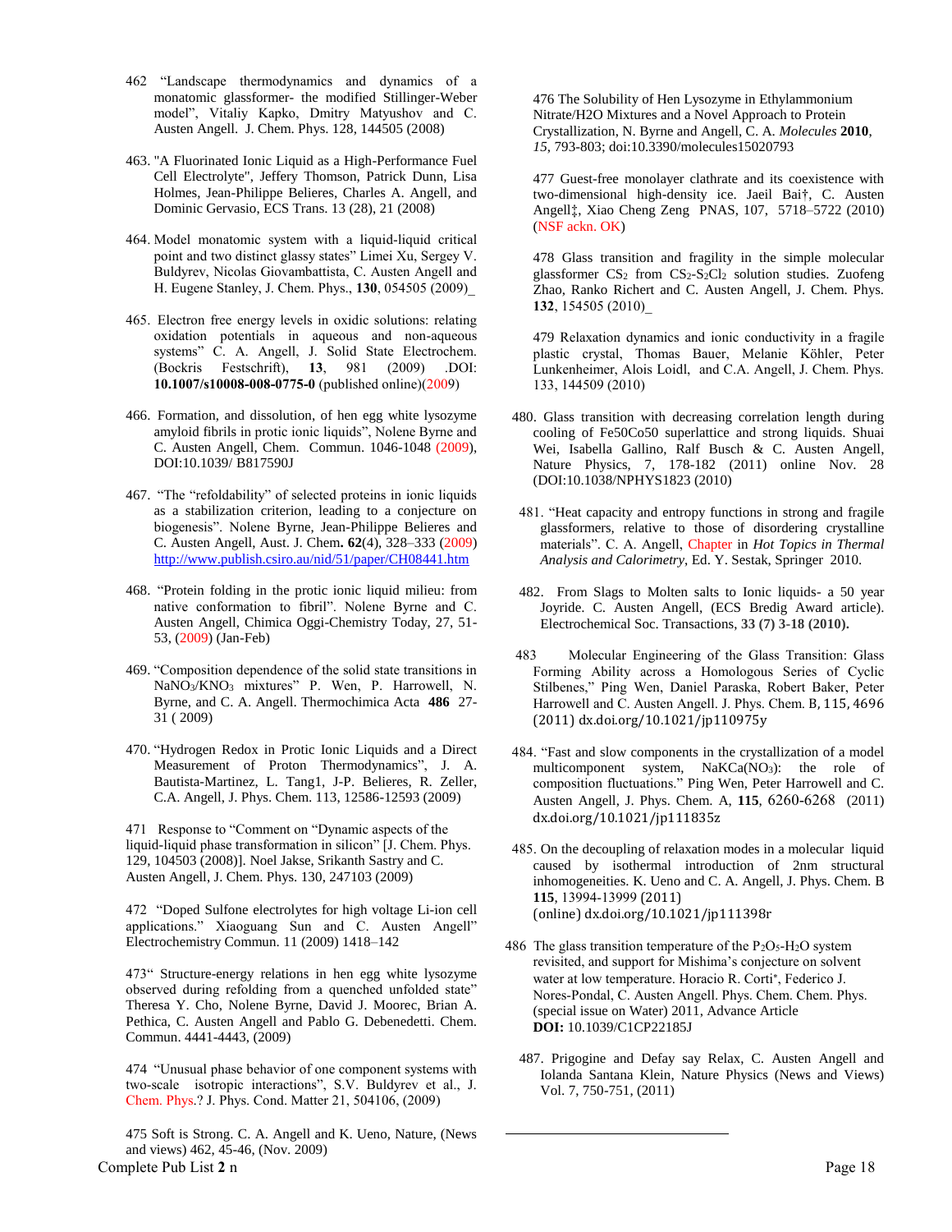462 "Landscape thermodynamics and dynamics of a monatomic glassformer- the modified Stillinger-Weber model", Vitaliy Kapko, Dmitry Matyushov and C. Austen Angell. J. Chem. Phys. 128, 144505 (2008)

463. "A Fluorinated Ionic Liquid as a High-Performance Fuel Cell Electrolyte", Jeffery Thomson, Patrick Dunn, Lisa Holmes, Jean-Philippe Belieres, Charles A. Angell, and Dominic Gervasio, ECS Trans. 13 (28), 21 (2008)

464. Model monatomic system with a liquid-liquid critical point and two distinct glassy states" Limei Xu, Sergey V. Buldyrev, Nicolas Giovambattista, C. Austen Angell and H. Eugene Stanley, J. Chem. Phys., **130**, 054505 (2009)_

465. Electron free energy levels in oxidic solutions: relating oxidation potentials in aqueous and non-aqueous systems" C. A. Angell, J. Solid State Electrochem. (Bockris Festschrift), **13**, 981 (2009) .DOI: **10.1007/s10008-008-0775-0** (published online)(2009)

466. Formation, and dissolution, of hen egg white lysozyme amyloid fibrils in protic ionic liquids", Nolene Byrne and C. Austen Angell, Chem. Commun. 1046-1048 (2009), DOI:10.1039/ B817590J

467. "The "refoldability" of selected proteins in ionic liquids as a stabilization criterion, leading to a conjecture on biogenesis". Nolene Byrne, Jean-Philippe Belieres and C. Austen Angell, Aust. J. Chem**. 62**(4), 328–333 (2009) http://www.publish.csiro.au/nid/51/paper/CH08441.htm

468. "Protein folding in the protic ionic liquid milieu: from native conformation to fibril". Nolene Byrne and C. Austen Angell, Chimica Oggi-Chemistry Today, 27, 51-53, (2009) (Jan-Feb)

469. "Composition dependence of the solid state transitions in $NaNO_3/KNO_3$ mixtures" P. Wen, P. Harrowell, N. Byrne, and C. A. Angell. Thermochimica Acta **486** 27-31 ( 2009)

470. "Hydrogen Redox in Protic Ionic Liquids and a Direct Measurement of Proton Thermodynamics", J. A. Bautista-Martinez, L. Tang1, J-P. Belieres, R. Zeller, C.A. Angell, J. Phys. Chem. 113, 12586-12593 (2009)

471 Response to "Comment on "Dynamic aspects of the liquid-liquid phase transformation in silicon" [J. Chem. Phys. 129, 104503 (2008)]. Noel Jakse, Srikanth Sastry and C. Austen Angell, J. Chem. Phys. 130, 247103 (2009)

472 "Doped Sulfone electrolytes for high voltage Li-ion cell applications." Xiaoguang Sun and C. Austen Angell" Electrochemistry Commun. 11 (2009) 1418–142

473" Structure-energy relations in hen egg white lysozyme observed during refolding from a quenched unfolded state" Theresa Y. Cho, Nolene Byrne, David J. Moorec, Brian A. Pethica, C. Austen Angell and Pablo G. Debenedetti. Chem. Commun. 4441-4443, (2009)

474 "Unusual phase behavior of one component systems with two-scale isotropic interactions", S.V. Buldyrev et al., J. Chem. Phys.? J. Phys. Cond. Matter 21, 504106, (2009)

475 Soft is Strong. C. A. Angell and K. Ueno, Nature, (News and views) 462, 45-46, (Nov. 2009)

476 The Solubility of Hen Lysozyme in Ethylammonium Nitrate/H2O Mixtures and a Novel Approach to Protein Crystallization, N. Byrne and Angell, C. A. *Molecules* **2010**, *15*, 793-803; doi:10.3390/molecules15020793

477 Guest-free monolayer clathrate and its coexistence with two-dimensional high-density ice. Jaeil Bai†, C. Austen Angell‡, Xiao Cheng Zeng PNAS, 107, 5718–5722 (2010) (NSF ackn. OK)

478 Glass transition and fragility in the simple molecular glassformer $CS_2$ from $CS_2$-$S_2Cl_2$ solution studies. Zuofeng Zhao, Ranko Richert and C. Austen Angell, J. Chem. Phys. **132**, 154505 (2010)_

479 Relaxation dynamics and ionic conductivity in a fragile plastic crystal, Thomas Bauer, Melanie Köhler, Peter Lunkenheimer, Alois Loidl, and C.A. Angell, J. Chem. Phys. 133, 144509 (2010)

480. Glass transition with decreasing correlation length during cooling of Fe50Co50 superlattice and strong liquids. Shuai Wei, Isabella Gallino, Ralf Busch & C. Austen Angell, Nature Physics, 7, 178-182 (2011) online Nov. 28 (DOI:10.1038/NPHYS1823 (2010)

481. "Heat capacity and entropy functions in strong and fragile glassformers, relative to those of disordering crystalline materials". C. A. Angell, Chapter in *Hot Topics in Thermal Analysis and Calorimetry*, Ed. Y. Sestak, Springer 2010.

482. From Slags to Molten salts to Ionic liquids- a 50 year Joyride. C. Austen Angell, (ECS Bredig Award article). Electrochemical Soc. Transactions, **33 (7) 3-18 (2010).**

483 Molecular Engineering of the Glass Transition: Glass Forming Ability across a Homologous Series of Cyclic Stilbenes," Ping Wen, Daniel Paraska, Robert Baker, Peter Harrowell and C. Austen Angell. J. Phys. Chem. B, 115, 4696 (2011) dx.doi.org/10.1021/jp110975y

484. "Fast and slow components in the crystallization of a model multicomponent system, $NaKCa(NO_3)$: the role of composition fluctuations." Ping Wen, Peter Harrowell and C. Austen Angell, J. Phys. Chem. A, **115**, 6260-6268 (2011) dx.doi.org/10.1021/jp111835z

485. On the decoupling of relaxation modes in a molecular liquid caused by isothermal introduction of 2nm structural inhomogeneities. K. Ueno and C. A. Angell, J. Phys. Chem. B **115**, 13994-13999 (2011) (online) dx.doi.org/10.1021/jp111398r

486 The glass transition temperature of the $P_2O_5$-$H_2O$ system revisited, and support for Mishima's conjecture on solvent water at low temperature. Horacio R. Corti*, Federico J. Nores-Pondal, C. Austen Angell. Phys. Chem. Chem. Phys. (special issue on Water) 2011, Advance Article **DOI:** 10.1039/C1CP22185J

487. Prigogine and Defay say Relax, C. Austen Angell and Iolanda Santana Klein, Nature Physics (News and Views) Vol. 7, 750-751, (2011)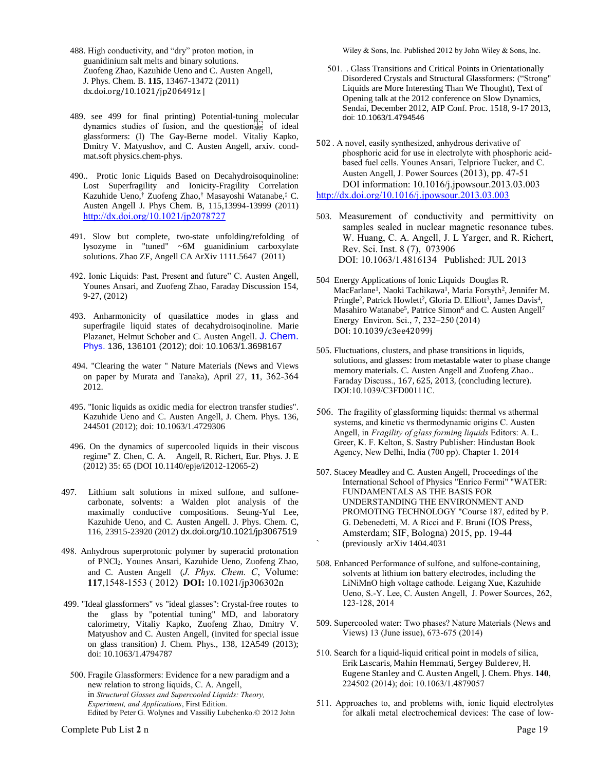488. High conductivity, and "dry" proton motion, in guanidinium salt melts and binary solutions. Zuofeng Zhao, Kazuhide Ueno and C. Austen Angell, J. Phys. Chem. B. **115**, 13467-13472 (2011) dx.doi.org/10.1021/jp206491z|

489. see 499 for final printing) Potential-tuning molecular dynamics studies of fusion, and the question of ideal glassformers: (I) The Gay-Berne model. Vitaliy Kapko, Dmitry V. Matyushov, and C. Austen Angell, arxiv. cond-mat.soft physics.chem-phys.

490.. Protic Ionic Liquids Based on Decahydroisoquinoline: Lost Superfragility and Ionicity-Fragility Correlation Kazuhide Ueno,† Zuofeng Zhao,† Masayoshi Watanabe,‡ C. Austen Angell J. Phys Chem. B, 115,13994-13999 (2011) http://dx.doi.org/10.1021/jp2078727

491. Slow but complete, two-state unfolding/refolding of lysozyme in "tuned" ~6M guanidinium carboxylate solutions. Zhao ZF, Angell CA ArXiv 1111.5647 (2011)

492. Ionic Liquids: Past, Present and future" C. Austen Angell, Younes Ansari, and Zuofeng Zhao, Faraday Discussion 154, 9-27, (2012)

493. Anharmonicity of quasilattice modes in glass and superfragile liquid states of decahydroisoqinoline. Marie Plazanet, Helmut Schober and C. Austen Angell. J. Chem. Phys. 136, 136101 (2012); doi: 10.1063/1.3698167

494. "Clearing the water " Nature Materials (News and Views on paper by Murata and Tanaka), April 27, **11**, 362-364 2012.

495. "Ionic liquids as oxidic media for electron transfer studies". Kazuhide Ueno and C. Austen Angell, J. Chem. Phys. 136, 244501 (2012); doi: 10.1063/1.4729306

496. On the dynamics of supercooled liquids in their viscous regime" Z. Chen, C. A. Angell, R. Richert, Eur. Phys. J. E (2012) 35: 65 (DOI 10.1140/epje/i2012-12065-2)

497. Lithium salt solutions in mixed sulfone, and sulfone-carbonate, solvents: a Walden plot analysis of the maximally conductive compositions. Seung-Yul Lee, Kazuhide Ueno, and C. Austen Angell. J. Phys. Chem. C, 116, 23915-23920 (2012) dx.doi.org/10.1021/jp3067519

498. Anhydrous superprotonic polymer by superacid protonation of $PNCl_2$. Younes Ansari, Kazuhide Ueno, Zuofeng Zhao, and C. Austen Angell (*J. Phys. Chem. C*, Volume: **117**,1548-1553 ( 2012) **DOI:** 10.1021/jp306302n

499. "Ideal glassformers" vs "ideal glasses": Crystal-free routes to the glass by "potential tuning" MD, and laboratory calorimetry, Vitaliy Kapko, Zuofeng Zhao, Dmitry V. Matyushov and C. Austen Angell, (invited for special issue on glass transition) J. Chem. Phys., 138, 12A549 (2013); doi: 10.1063/1.4794787

500. Fragile Glassformers: Evidence for a new paradigm and a new relation to strong liquids, C. A. Angell, in *Structural Glasses and Supercooled Liquids: Theory, Experiment, and Applications*, First Edition. Edited by Peter G. Wolynes and Vassiliy Lubchenko.© 2012 John Wiley & Sons, Inc. Published 2012 by John Wiley & Sons, Inc.

501. . Glass Transitions and Critical Points in Orientationally Disordered Crystals and Structural Glassformers: ("Strong" Liquids are More Interesting Than We Thought), Text of Opening talk at the 2012 conference on Slow Dynamics, Sendai, December 2012, AIP Conf. Proc. 1518, 9-17 2013, doi: 10.1063/1.4794546

502 . A novel, easily synthesized, anhydrous derivative of phosphoric acid for use in electrolyte with phosphoric acid-based fuel cells. Younes Ansari, Telpriore Tucker, and C. Austen Angell, J. Power Sources (2013), pp. 47-51 DOI information: 10.1016/j.jpowsour.2013.03.003 http://dx.doi.org/10.1016/j.jpowsour.2013.03.003

503. Measurement of conductivity and permittivity on samples sealed in nuclear magnetic resonance tubes. W. Huang, C. A. Angell, J. L Yarger, and R. Richert, Rev. Sci. Inst. 8 (7), 073906 DOI: 10.1063/1.4816134 Published: JUL 2013

504 Energy Applications of Ionic Liquids Douglas R. MacFarlane[1], Naoki Tachikawa[1], Maria Forsyth[2], Jennifer M. Pringle[2], Patrick Howlett[2], Gloria D. Elliott[3], James Davis[4], Masahiro Watanabe[5], Patrice Simon[6] and C. Austen Angell[7] Energy Environ. Sci., 7, 232–250 (2014) DOI: 10.1039/c3ee42099j

505. Fluctuations, clusters, and phase transitions in liquids, solutions, and glasses: from metastable water to phase change memory materials. C. Austen Angell and Zuofeng Zhao.. Faraday Discuss., 167, 625, 2013, (concluding lecture). DOI:10.1039/C3FD00111C.

506. The fragility of glassforming liquids: thermal vs athermal systems, and kinetic vs thermodynamic origins C. Austen Angell, in *Fragility of glass forming liquids* Editors: A. L. Greer, K. F. Kelton, S. Sastry Publisher: Hindustan Book Agency, New Delhi, India (700 pp). Chapter 1. 2014

507. Stacey Meadley and C. Austen Angell, Proceedings of the International School of Physics "Enrico Fermi" "WATER: FUNDAMENTALS AS THE BASIS FOR UNDERSTANDING THE ENVIRONMENT AND PROMOTING TECHNOLOGY "Course 187, edited by P. G. Debenedetti, M. A Ricci and F. Bruni (IOS Press, Amsterdam; SIF, Bologna) 2015, pp. 19-44 (previously arXiv 1404.4031

508. Enhanced Performance of sulfone, and sulfone-containing, solvents at lithium ion battery electrodes, including the LiNiMnO high voltage cathode. Leigang Xue, Kazuhide Ueno, S.-Y. Lee, C. Austen Angell, J. Power Sources, 262, 123-128, 2014

509. Supercooled water: Two phases? Nature Materials (News and Views) 13 (June issue), 673-675 (2014)

510. Search for a liquid-liquid critical point in models of silica, Erik Lascaris, Mahin Hemmati, Sergey Bulderev, H. Eugene Stanley and C. Austen Angell, J. Chem. Phys. **140**, 224502 (2014); doi: 10.1063/1.4879057

511. Approaches to, and problems with, ionic liquid electrolytes for alkali metal electrochemical devices: The case of low-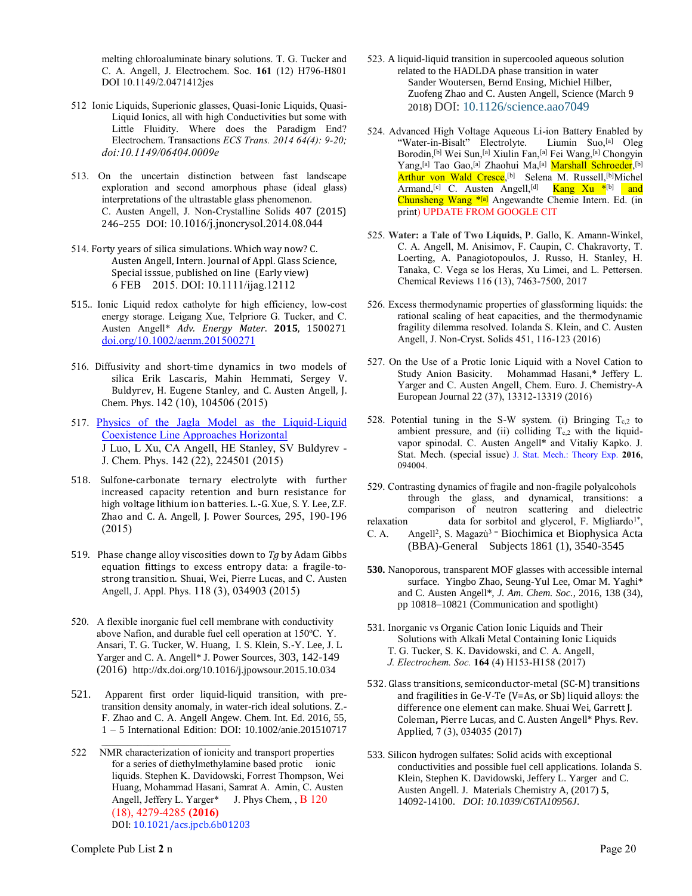melting chloroaluminate binary solutions. T. G. Tucker and C. A. Angell, J. Electrochem. Soc. **161** (12) H796-H801 DOI 10.1149/2.0471412jes

512 Ionic Liquids, Superionic glasses, Quasi-Ionic Liquids, Quasi-Liquid Ionics, all with high Conductivities but some with Little Fluidity. Where does the Paradigm End? Electrochem. Transactions *ECS Trans. 2014 64(4): 9-20; doi:10.1149/06404.0009e*

513. On the uncertain distinction between fast landscape exploration and second amorphous phase (ideal glass) interpretations of the ultrastable glass phenomenon. C. Austen Angell, J. Non-Crystalline Solids 407 (2015) 246–255 DOI: 10.1016/j.jnoncrysol.2014.08.044

514. Forty years of silica simulations. Which way now? C. Austen Angell, Intern. Journal of Appl. Glass Science, Special isssue, published on line (Early view) 6 FEB 2015. DOI: 10.1111/ijag.12112

515.. Ionic Liquid redox catholyte for high efficiency, low-cost energy storage. Leigang Xue, Telpriore G. Tucker, and C. Austen Angell* *Adv. Energy Mater.* **2015**, 1500271 doi.org/10.1002/aenm.201500271

516. Diffusivity and short-time dynamics in two models of silica Erik Lascaris, Mahin Hemmati, Sergey V. Buldyrev, H. Eugene Stanley, and C. Austen Angell, J. Chem. Phys. 142 (10), 104506 (2015)

517. Physics of the Jagla Model as the Liquid-Liquid Coexistence Line Approaches Horizontal J Luo, L Xu, CA Angell, HE Stanley, SV Buldyrev - J. Chem. Phys. 142 (22), 224501 (2015)

518. Sulfone-carbonate ternary electrolyte with further increased capacity retention and burn resistance for high voltage lithium ion batteries. L.-G. Xue, S. Y. Lee, Z.F. Zhao and C. A. Angell, J. Power Sources, 295, 190-196 (2015)

519. Phase change alloy viscosities down to *Tg* by Adam Gibbs equation fittings to excess entropy data: a fragile-to-strong transition. Shuai, Wei, Pierre Lucas, and C. Austen Angell, J. Appl. Phys. 118 (3), 034903 (2015)

520. A flexible inorganic fuel cell membrane with conductivity above Nafion, and durable fuel cell operation at 150ºC. Y. Ansari, T. G. Tucker, W. Huang, I. S. Klein, S.-Y. Lee, J. L Yarger and C. A. Angell* J. Power Sources, 303, 142-149 (2016) http://dx.doi.org/10.1016/j.jpowsour.2015.10.034

521. Apparent first order liquid-liquid transition, with pre-transition density anomaly, in water-rich ideal solutions. Z.-F. Zhao and C. A. Angell Angew. Chem. Int. Ed. 2016, 55, 1 – 5 International Edition: DOI: 10.1002/anie.201510717

522 NMR characterization of ionicity and transport properties for a series of diethylmethylamine based protic ionic liquids. Stephen K. Davidowski, Forrest Thompson, Wei Huang, Mohammad Hasani, Samrat A. Amin, C. Austen Angell, Jeffery L. Yarger* J. Phys Chem, , B 120 (18), 4279-4285 **(2016)** DOI: 10.1021/acs.jpcb.6b01203

523. A liquid-liquid transition in supercooled aqueous solution related to the HADLDA phase transition in water Sander Woutersen, Bernd Ensing, Michiel Hilber, Zuofeng Zhao and C. Austen Angell, Science (March 9 2018) DOI: 10.1126/science.aao7049

524. Advanced High Voltage Aqueous Li-ion Battery Enabled by "Water-in-Bisalt" Electrolyte. Liumin Suo,[a] Oleg Borodin,[b] Wei Sun,[a] Xiulin Fan,[a] Fei Wang,[a] Chongyin Yang,[a] Tao Gao,[a] Zhaohui Ma,[a] Marshall Schroeder,[b] Arthur von Wald Cresce,[b] Selena M. Russell,[b]Michel Armand,[c] C. Austen Angell,[d] Kang Xu *[b] and Chunsheng Wang *[a] Angewandte Chemie Intern. Ed. (in print) UPDATE FROM GOOGLE CIT

525. **Water: a Tale of Two Liquids,** P. Gallo, K. Amann-Winkel, C. A. Angell, M. Anisimov, F. Caupin, C. Chakravorty, T. Loerting, A. Panagiotopoulos, J. Russo, H. Stanley, H. Tanaka, C. Vega se los Heras, Xu Limei, and L. Pettersen. Chemical Reviews 116 (13), 7463-7500, 2017

526. Excess thermodynamic properties of glassforming liquids: the rational scaling of heat capacities, and the thermodynamic fragility dilemma resolved. Iolanda S. Klein, and C. Austen Angell, J. Non-Cryst. Solids 451, 116-123 (2016)

527. On the Use of a Protic Ionic Liquid with a Novel Cation to Study Anion Basicity. Mohammad Hasani,* Jeffery L. Yarger and C. Austen Angell, Chem. Euro. J. Chemistry-A European Journal 22 (37), 13312-13319 (2016)

528. Potential tuning in the S-W system. (i) Bringing $T_{c,2}$ to ambient pressure, and (ii) colliding $T_{c,2}$ with the liquid-vapor spinodal. C. Austen Angell* and Vitaliy Kapko. J. Stat. Mech. (special issue) J. Stat. Mech.: Theory Exp. **2016**, 094004.

529. Contrasting dynamics of fragile and non-fragile polyalcohols through the glass, and dynamical, transitions: a comparison of neutron scattering and dielectric relaxation data for sorbitol and glycerol, F. Migliardo[1*], C. A. Angell[2], S. Magazù[3] = Biochimica et Biophysica Acta (BBA)-General Subjects 1861 (1), 3540-3545

**530.** Nanoporous, transparent MOF glasses with accessible internal surface. Yingbo Zhao, Seung-Yul Lee, Omar M. Yaghi* and C. Austen Angell*, *J. Am. Chem. Soc.*, 2016, 138 (34), pp 10818–10821 (Communication and spotlight)

531. Inorganic vs Organic Cation Ionic Liquids and Their Solutions with Alkali Metal Containing Ionic Liquids T. G. Tucker, S. K. Davidowski, and C. A. Angell, *J. Electrochem. Soc.* **164** (4) H153-H158 (2017)

532. Glass transitions, semiconductor-metal (SC-M) transitions and fragilities in Ge-V-Te (V=As, or Sb) liquid alloys: the difference one element can make. Shuai Wei, Garrett J. Coleman**,** Pierre Lucas, and C. Austen Angell* Phys. Rev. Applied, 7 (3), 034035 (2017)

533. Silicon hydrogen sulfates: Solid acids with exceptional conductivities and possible fuel cell applications. Iolanda S. Klein, Stephen K. Davidowski, Jeffery L. Yarger and C. Austen Angell. J. Materials Chemistry A, (2017) **5**, 14092-14100. *DOI*: *10.1039/C6TA10956J*.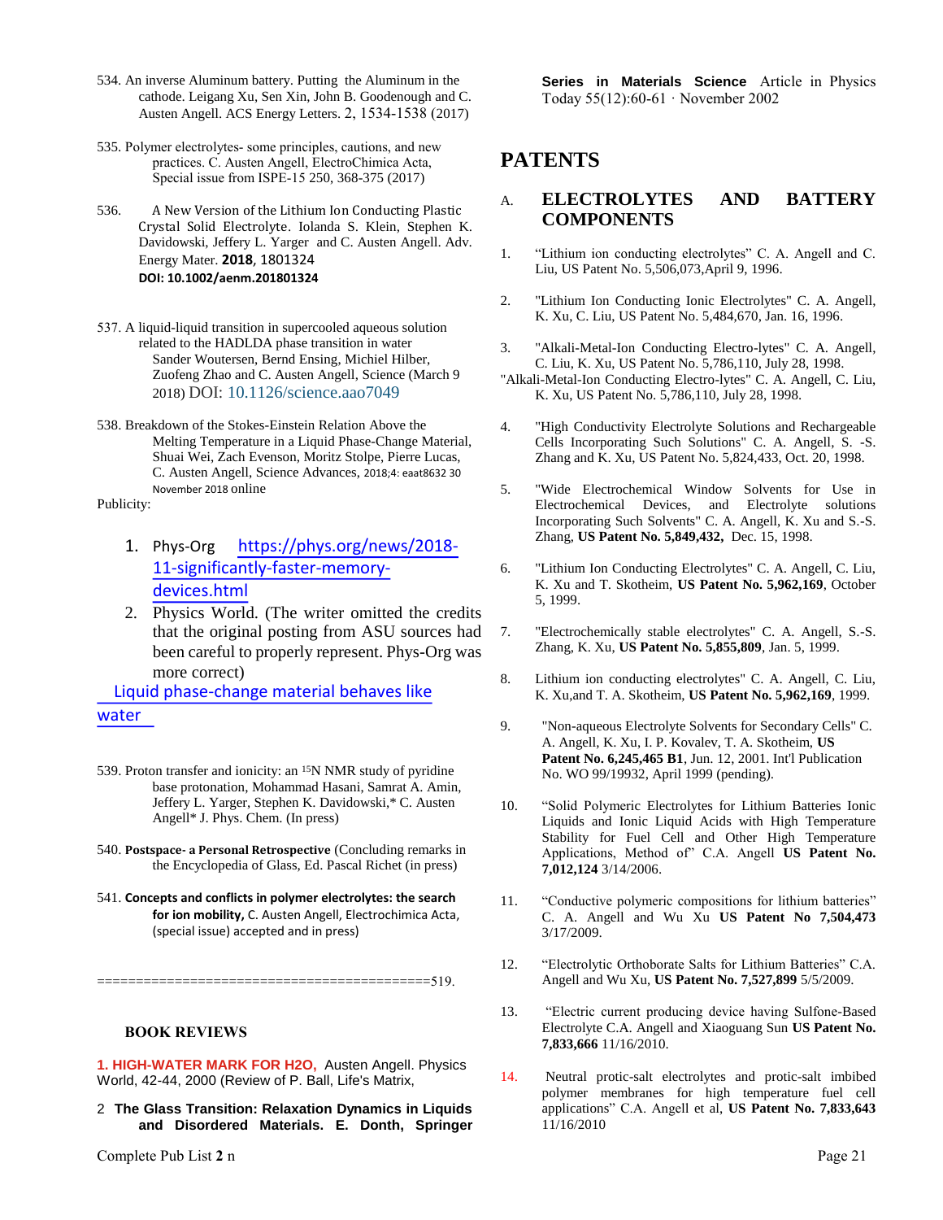534. An inverse Aluminum battery. Putting the Aluminum in the cathode. Leigang Xu, Sen Xin, John B. Goodenough and C. Austen Angell. ACS Energy Letters. 2, 1534-1538 (2017)

535. Polymer electrolytes- some principles, cautions, and new practices. C. Austen Angell, ElectroChimica Acta, Special issue from ISPE-15 250, 368-375 (2017)

536. A New Version of the Lithium Ion Conducting Plastic Crystal Solid Electrolyte. Iolanda S. Klein, Stephen K. Davidowski, Jeffery L. Yarger and C. Austen Angell. Adv. Energy Mater. **2018**, 1801324 **DOI: 10.1002/aenm.201801324**

537. A liquid-liquid transition in supercooled aqueous solution related to the HADLDA phase transition in water Sander Woutersen, Bernd Ensing, Michiel Hilber, Zuofeng Zhao and C. Austen Angell, Science (March 9 2018) DOI: 10.1126/science.aao7049

538. Breakdown of the Stokes-Einstein Relation Above the Melting Temperature in a Liquid Phase-Change Material, Shuai Wei, Zach Evenson, Moritz Stolpe, Pierre Lucas, C. Austen Angell, Science Advances, 2018;4: eaat8632 30 November 2018 online

Publicity:

1. Phys-Org https://phys.org/news/2018-11-significantly-faster-memory-devices.html
2. Physics World. (The writer omitted the credits that the original posting from ASU sources had been careful to properly represent. Phys-Org was more correct)

Liquid phase-change material behaves like water

539. Proton transfer and ionicity: an [15]N NMR study of pyridine base protonation, Mohammad Hasani, Samrat A. Amin, Jeffery L. Yarger, Stephen K. Davidowski,* C. Austen Angell* J. Phys. Chem. (In press)

540. **Postspace- a Personal Retrospective** (Concluding remarks in the Encyclopedia of Glass, Ed. Pascal Richet (in press)

541. **Concepts and conflicts in polymer electrolytes: the search for ion mobility,** C. Austen Angell, Electrochimica Acta, (special issue) accepted and in press)

==========================================519.

### BOOK REVIEWS

1. **HIGH-WATER MARK FOR H2O,** Austen Angell. Physics World, 42-44, 2000 (Review of P. Ball, Life's Matrix,

2 **The Glass Transition: Relaxation Dynamics in Liquids and Disordered Materials. E. Donth, Springer Series in Materials Science** Article in Physics Today 55(12):60-61 · November 2002

## PATENTS

### A. ELECTROLYTES AND BATTERY COMPONENTS

1. “Lithium ion conducting electrolytes” C. A. Angell and C. Liu, US Patent No. 5,506,073,April 9, 1996.

2. "Lithium Ion Conducting Ionic Electrolytes" C. A. Angell, K. Xu, C. Liu, US Patent No. 5,484,670, Jan. 16, 1996.

3. "Alkali-Metal-Ion Conducting Electro-lytes" C. A. Angell, C. Liu, K. Xu, US Patent No. 5,786,110, July 28, 1998.
"Alkali-Metal-Ion Conducting Electro-lytes" C. A. Angell, C. Liu, K. Xu, US Patent No. 5,786,110, July 28, 1998.

4. "High Conductivity Electrolyte Solutions and Rechargeable Cells Incorporating Such Solutions" C. A. Angell, S. -S. Zhang and K. Xu, US Patent No. 5,824,433, Oct. 20, 1998.

5. "Wide Electrochemical Window Solvents for Use in Electrochemical Devices, and Electrolyte solutions Incorporating Such Solvents" C. A. Angell, K. Xu and S.-S. Zhang, **US Patent No. 5,849,432,** Dec. 15, 1998.

6. "Lithium Ion Conducting Electrolytes" C. A. Angell, C. Liu, K. Xu and T. Skotheim, **US Patent No. 5,962,169**, October 5, 1999.

7. "Electrochemically stable electrolytes" C. A. Angell, S.-S. Zhang, K. Xu, **US Patent No. 5,855,809**, Jan. 5, 1999.

8. Lithium ion conducting electrolytes" C. A. Angell, C. Liu, K. Xu,and T. A. Skotheim, **US Patent No. 5,962,169**, 1999.

9. "Non-aqueous Electrolyte Solvents for Secondary Cells" C. A. Angell, K. Xu, I. P. Kovalev, T. A. Skotheim, **US Patent No. 6,245,465 B1**, Jun. 12, 2001. Int'l Publication No. WO 99/19932, April 1999 (pending).

10. “Solid Polymeric Electrolytes for Lithium Batteries Ionic Liquids and Ionic Liquid Acids with High Temperature Stability for Fuel Cell and Other High Temperature Applications, Method of” C.A. Angell **US Patent No. 7,012,124** 3/14/2006.

11. “Conductive polymeric compositions for lithium batteries” C. A. Angell and Wu Xu **US Patent No 7,504,473** 3/17/2009.

12. “Electrolytic Orthoborate Salts for Lithium Batteries” C.A. Angell and Wu Xu, **US Patent No. 7,527,899** 5/5/2009.

13. “Electric current producing device having Sulfone-Based Electrolyte C.A. Angell and Xiaoguang Sun **US Patent No. 7,833,666** 11/16/2010.

14. Neutral protic-salt electrolytes and protic-salt imbibed polymer membranes for high temperature fuel cell applications” C.A. Angell et al, **US Patent No. 7,833,643** 11/16/2010

Complete Pub List **2** n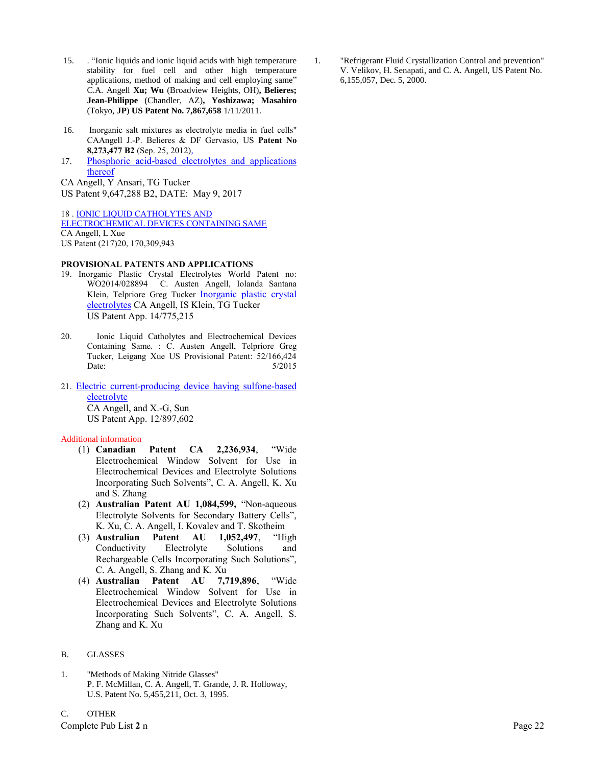15. . "Ionic liquids and ionic liquid acids with high temperature stability for fuel cell and other high temperature applications, method of making and cell employing same" C.A. Angell **Xu; Wu** (Broadview Heights, OH)**, Belieres; Jean-Philippe** (Chandler, AZ)**, Yoshizawa; Masahiro** (Tokyo, **JP**) **US Patent No. 7,867,658** 1/11/2011.

16. Inorganic salt mixtures as electrolyte media in fuel cells" CAAngell J.-P. Belieres & DF Gervasio, US **Patent No 8,273,477 B2** (Sep. 25, 2012),

17. Phosphoric acid-based electrolytes and applications thereof

CA Angell, Y Ansari, TG Tucker
US Patent 9,647,288 B2, DATE: May 9, 2017

18 . IONIC LIQUID CATHOLYTES AND ELECTROCHEMICAL DEVICES CONTAINING SAME
CA Angell, L Xue
US Patent (217)20, 170,309,943

**PROVISIONAL PATENTS AND APPLICATIONS**

19. Inorganic Plastic Crystal Electrolytes World Patent no: WO2014/028894 C. Austen Angell, Iolanda Santana Klein, Telpriore Greg Tucker Inorganic plastic crystal electrolytes CA Angell, IS Klein, TG Tucker
US Patent App. 14/775,215

20. Ionic Liquid Catholytes and Electrochemical Devices Containing Same. : C. Austen Angell, Telpriore Greg Tucker, Leigang Xue US Provisional Patent: 52/166,424 Date: 5/2015

21. Electric current-producing device having sulfone-based electrolyte
CA Angell, and X.-G, Sun
US Patent App. 12/897,602

Additional information

(1) **Canadian Patent CA 2,236,934**, "Wide Electrochemical Window Solvent for Use in Electrochemical Devices and Electrolyte Solutions Incorporating Such Solvents", C. A. Angell, K. Xu and S. Zhang
(2) **Australian Patent AU 1,084,599,** "Non-aqueous Electrolyte Solvents for Secondary Battery Cells", K. Xu, C. A. Angell, I. Kovalev and T. Skotheim
(3) **Australian Patent AU 1,052,497**, "High Conductivity Electrolyte Solutions and Rechargeable Cells Incorporating Such Solutions", C. A. Angell, S. Zhang and K. Xu
(4) **Australian Patent AU 7,719,896**, "Wide Electrochemical Window Solvent for Use in Electrochemical Devices and Electrolyte Solutions Incorporating Such Solvents", C. A. Angell, S. Zhang and K. Xu

B. GLASSES

1. "Methods of Making Nitride Glasses"
P. F. McMillan, C. A. Angell, T. Grande, J. R. Holloway, U.S. Patent No. 5,455,211, Oct. 3, 1995.

C. OTHER

1. "Refrigerant Fluid Crystallization Control and prevention" V. Velikov, H. Senapati, and C. A. Angell, US Patent No. 6,155,057, Dec. 5, 2000.